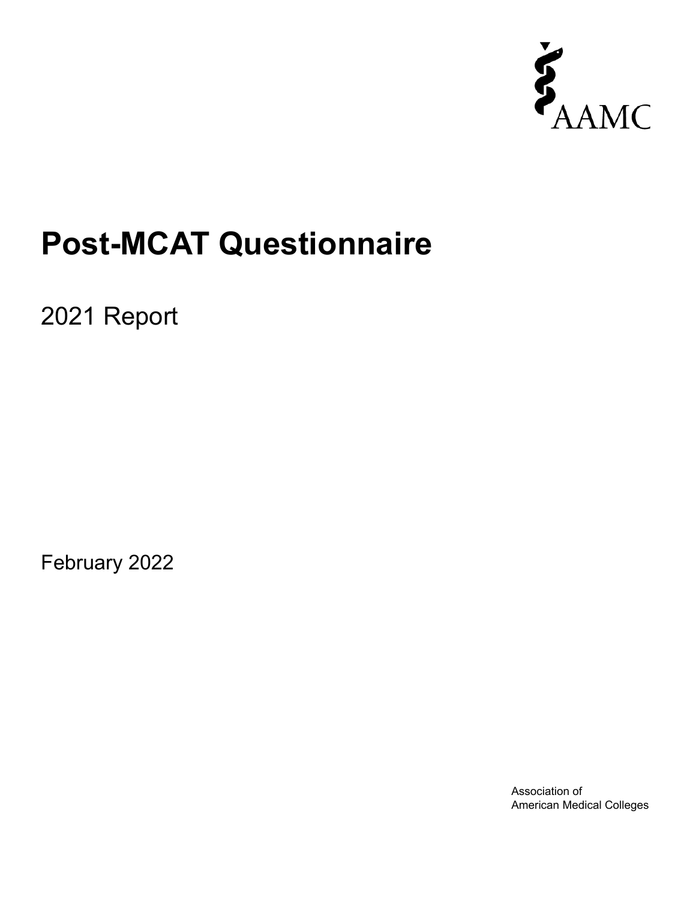AAMC

# Post-MCAT Questionnaire

## 2021 Report

February 2022

Association of
American Medical Colleges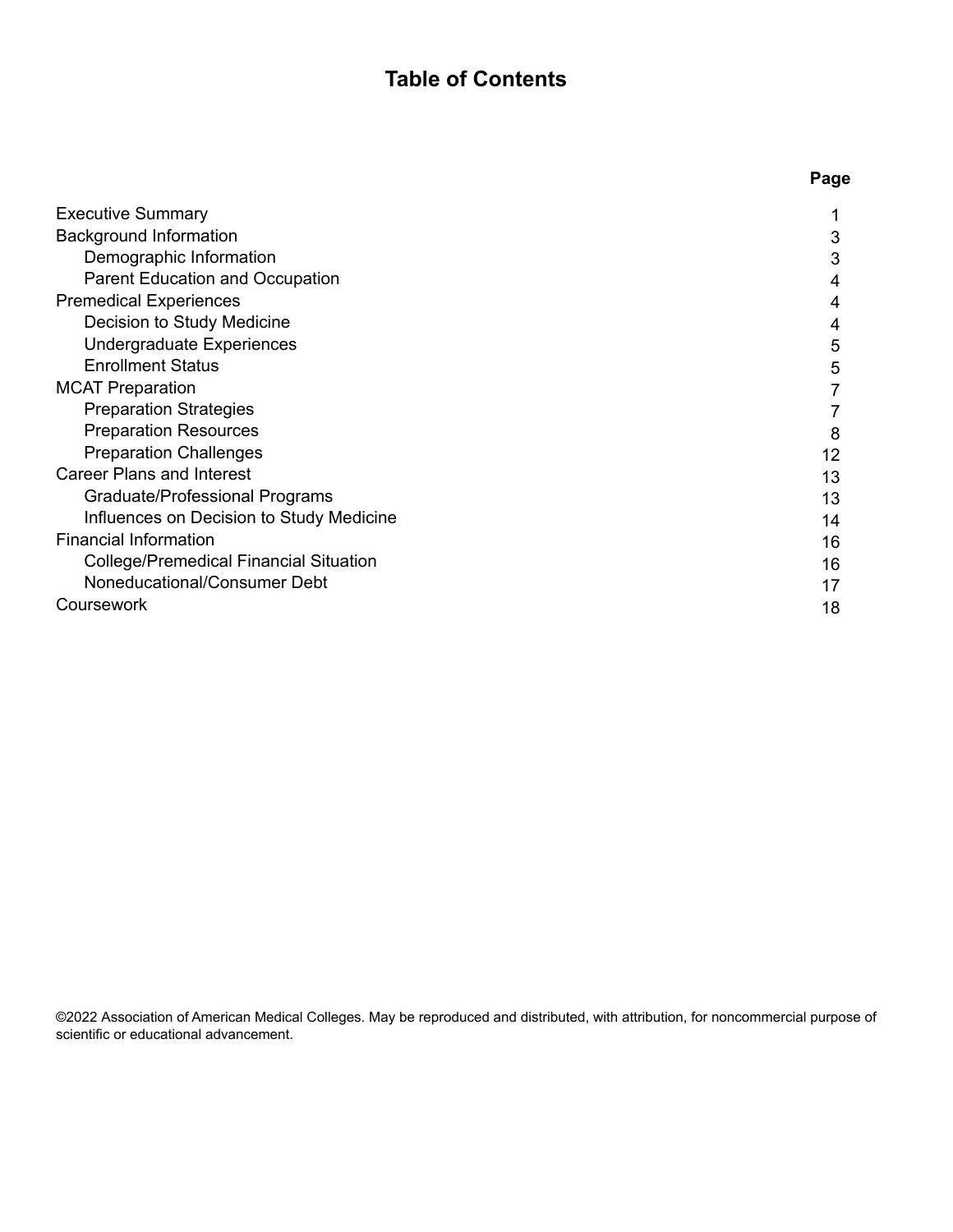# Table of Contents

| | Page |
|---|---|
| Executive Summary | 1 |
| Background Information | 3 |
| &nbsp;&nbsp;&nbsp;&nbsp;Demographic Information | 3 |
| &nbsp;&nbsp;&nbsp;&nbsp;Parent Education and Occupation | 4 |
| Premedical Experiences | 4 |
| &nbsp;&nbsp;&nbsp;&nbsp;Decision to Study Medicine | 4 |
| &nbsp;&nbsp;&nbsp;&nbsp;Undergraduate Experiences | 5 |
| &nbsp;&nbsp;&nbsp;&nbsp;Enrollment Status | 5 |
| MCAT Preparation | 7 |
| &nbsp;&nbsp;&nbsp;&nbsp;Preparation Strategies | 7 |
| &nbsp;&nbsp;&nbsp;&nbsp;Preparation Resources | 8 |
| &nbsp;&nbsp;&nbsp;&nbsp;Preparation Challenges | 12 |
| Career Plans and Interest | 13 |
| &nbsp;&nbsp;&nbsp;&nbsp;Graduate/Professional Programs | 13 |
| &nbsp;&nbsp;&nbsp;&nbsp;Influences on Decision to Study Medicine | 14 |
| Financial Information | 16 |
| &nbsp;&nbsp;&nbsp;&nbsp;College/Premedical Financial Situation | 16 |
| &nbsp;&nbsp;&nbsp;&nbsp;Noneducational/Consumer Debt | 17 |
| Coursework | 18 |

©2022 Association of American Medical Colleges. May be reproduced and distributed, with attribution, for noncommercial purpose of scientific or educational advancement.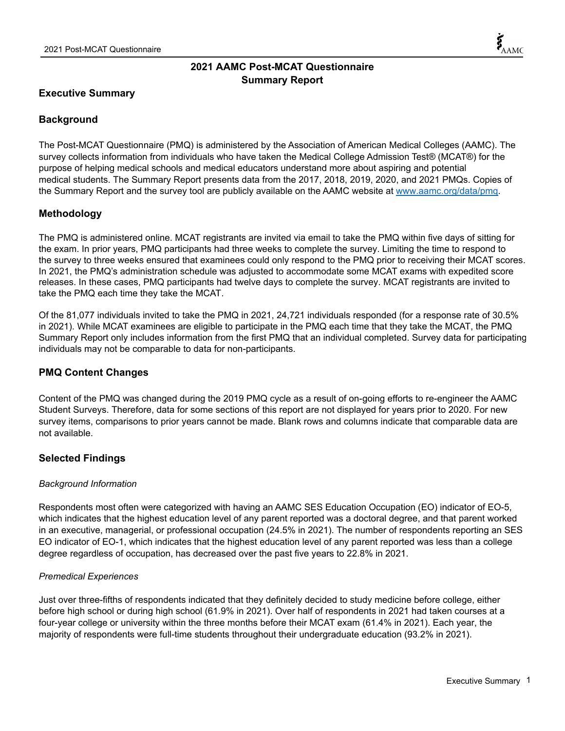# 2021 AAMC Post-MCAT Questionnaire Summary Report

## Executive Summary

## Background

The Post-MCAT Questionnaire (PMQ) is administered by the Association of American Medical Colleges (AAMC). The survey collects information from individuals who have taken the Medical College Admission Test® (MCAT®) for the purpose of helping medical schools and medical educators understand more about aspiring and potential medical students. The Summary Report presents data from the 2017, 2018, 2019, 2020, and 2021 PMQs. Copies of the Summary Report and the survey tool are publicly available on the AAMC website at www.aamc.org/data/pmq.

## Methodology

The PMQ is administered online. MCAT registrants are invited via email to take the PMQ within five days of sitting for the exam. In prior years, PMQ participants had three weeks to complete the survey. Limiting the time to respond to the survey to three weeks ensured that examinees could only respond to the PMQ prior to receiving their MCAT scores. In 2021, the PMQ's administration schedule was adjusted to accommodate some MCAT exams with expedited score releases. In these cases, PMQ participants had twelve days to complete the survey. MCAT registrants are invited to take the PMQ each time they take the MCAT.

Of the 81,077 individuals invited to take the PMQ in 2021, 24,721 individuals responded (for a response rate of 30.5% in 2021). While MCAT examinees are eligible to participate in the PMQ each time that they take the MCAT, the PMQ Summary Report only includes information from the first PMQ that an individual completed. Survey data for participating individuals may not be comparable to data for non-participants.

## PMQ Content Changes

Content of the PMQ was changed during the 2019 PMQ cycle as a result of on-going efforts to re-engineer the AAMC Student Surveys. Therefore, data for some sections of this report are not displayed for years prior to 2020. For new survey items, comparisons to prior years cannot be made. Blank rows and columns indicate that comparable data are not available.

## Selected Findings

*Background Information*

Respondents most often were categorized with having an AAMC SES Education Occupation (EO) indicator of EO-5, which indicates that the highest education level of any parent reported was a doctoral degree, and that parent worked in an executive, managerial, or professional occupation (24.5% in 2021). The number of respondents reporting an SES EO indicator of EO-1, which indicates that the highest education level of any parent reported was less than a college degree regardless of occupation, has decreased over the past five years to 22.8% in 2021.

*Premedical Experiences*

Just over three-fifths of respondents indicated that they definitely decided to study medicine before college, either before high school or during high school (61.9% in 2021). Over half of respondents in 2021 had taken courses at a four-year college or university within the three months before their MCAT exam (61.4% in 2021). Each year, the majority of respondents were full-time students throughout their undergraduate education (93.2% in 2021).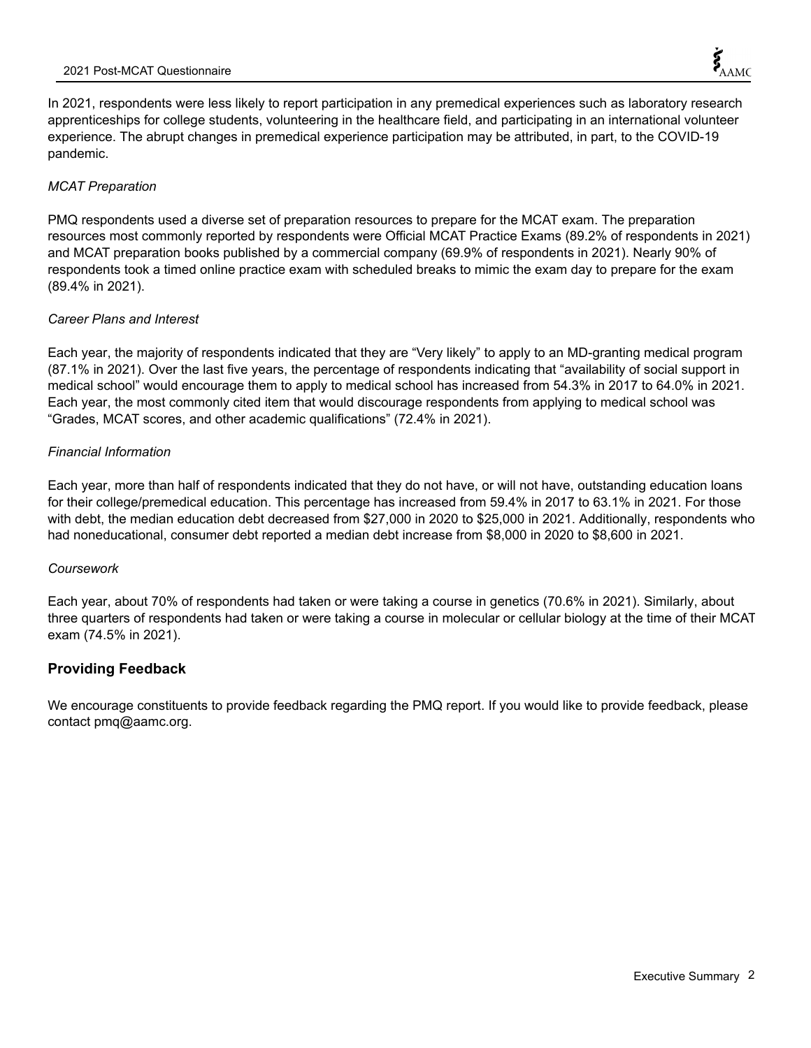In 2021, respondents were less likely to report participation in any premedical experiences such as laboratory research apprenticeships for college students, volunteering in the healthcare field, and participating in an international volunteer experience. The abrupt changes in premedical experience participation may be attributed, in part, to the COVID-19 pandemic.

*MCAT Preparation*

PMQ respondents used a diverse set of preparation resources to prepare for the MCAT exam. The preparation resources most commonly reported by respondents were Official MCAT Practice Exams (89.2% of respondents in 2021) and MCAT preparation books published by a commercial company (69.9% of respondents in 2021). Nearly 90% of respondents took a timed online practice exam with scheduled breaks to mimic the exam day to prepare for the exam (89.4% in 2021).

*Career Plans and Interest*

Each year, the majority of respondents indicated that they are "Very likely" to apply to an MD-granting medical program (87.1% in 2021). Over the last five years, the percentage of respondents indicating that "availability of social support in medical school" would encourage them to apply to medical school has increased from 54.3% in 2017 to 64.0% in 2021. Each year, the most commonly cited item that would discourage respondents from applying to medical school was "Grades, MCAT scores, and other academic qualifications" (72.4% in 2021).

*Financial Information*

Each year, more than half of respondents indicated that they do not have, or will not have, outstanding education loans for their college/premedical education. This percentage has increased from 59.4% in 2017 to 63.1% in 2021. For those with debt, the median education debt decreased from $27,000 in 2020 to $25,000 in 2021. Additionally, respondents who had noneducational, consumer debt reported a median debt increase from $8,000 in 2020 to $8,600 in 2021.

*Coursework*

Each year, about 70% of respondents had taken or were taking a course in genetics (70.6% in 2021). Similarly, about three quarters of respondents had taken or were taking a course in molecular or cellular biology at the time of their MCAT exam (74.5% in 2021).

## Providing Feedback

We encourage constituents to provide feedback regarding the PMQ report. If you would like to provide feedback, please contact pmq@aamc.org.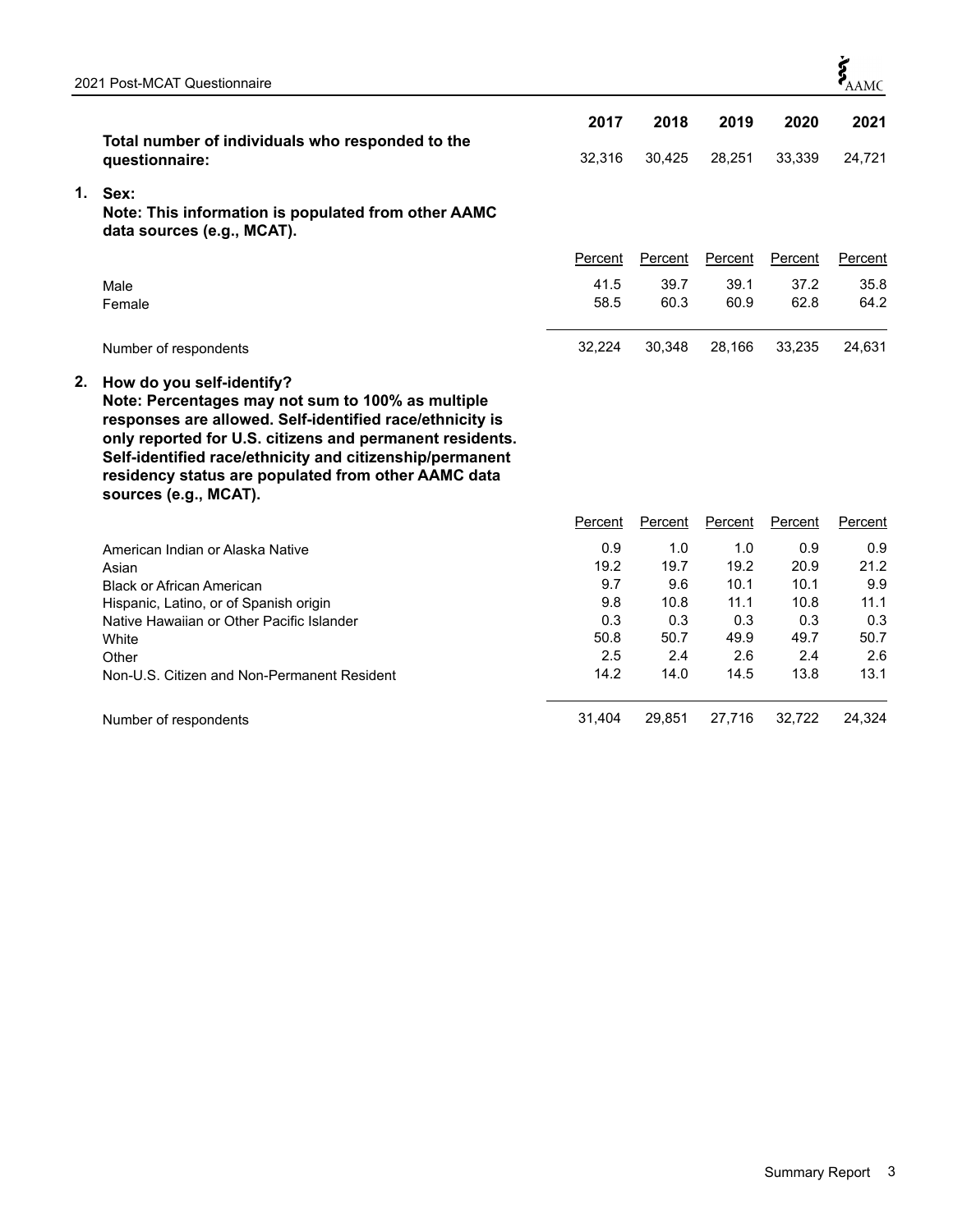| | 2017 | 2018 | 2019 | 2020 | 2021 |
|---|---|---|---|---|---|
| **Total number of individuals who responded to the questionnaire:** | 32,316 | 30,425 | 28,251 | 33,339 | 24,721 |

**1. Sex:**
**Note: This information is populated from other AAMC data sources (e.g., MCAT).**

| | Percent | Percent | Percent | Percent | Percent |
|---|---|---|---|---|---|
| Male | 41.5 | 39.7 | 39.1 | 37.2 | 35.8 |
| Female | 58.5 | 60.3 | 60.9 | 62.8 | 64.2 |
| Number of respondents | 32,224 | 30,348 | 28,166 | 33,235 | 24,631 |

**2. How do you self-identify?**
**Note: Percentages may not sum to 100% as multiple responses are allowed. Self-identified race/ethnicity is only reported for U.S. citizens and permanent residents. Self-identified race/ethnicity and citizenship/permanent residency status are populated from other AAMC data sources (e.g., MCAT).**

| | Percent | Percent | Percent | Percent | Percent |
|---|---|---|---|---|---|
| American Indian or Alaska Native | 0.9 | 1.0 | 1.0 | 0.9 | 0.9 |
| Asian | 19.2 | 19.7 | 19.2 | 20.9 | 21.2 |
| Black or African American | 9.7 | 9.6 | 10.1 | 10.1 | 9.9 |
| Hispanic, Latino, or of Spanish origin | 9.8 | 10.8 | 11.1 | 10.8 | 11.1 |
| Native Hawaiian or Other Pacific Islander | 0.3 | 0.3 | 0.3 | 0.3 | 0.3 |
| White | 50.8 | 50.7 | 49.9 | 49.7 | 50.7 |
| Other | 2.5 | 2.4 | 2.6 | 2.4 | 2.6 |
| Non-U.S. Citizen and Non-Permanent Resident | 14.2 | 14.0 | 14.5 | 13.8 | 13.1 |
| Number of respondents | 31,404 | 29,851 | 27,716 | 32,722 | 24,324 |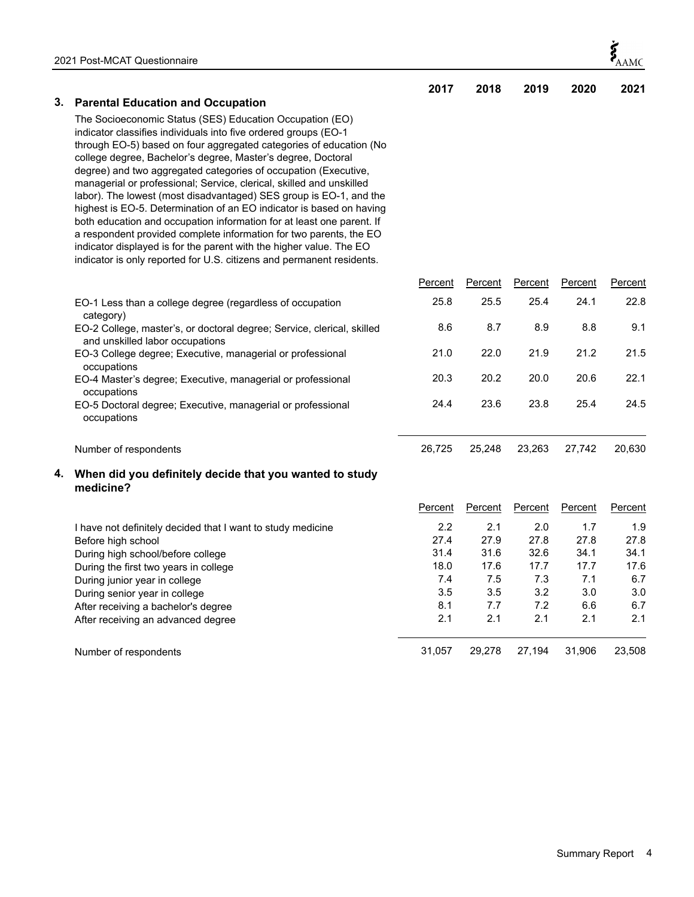## 3. Parental Education and Occupation

The Socioeconomic Status (SES) Education Occupation (EO) indicator classifies individuals into five ordered groups (EO-1 through EO-5) based on four aggregated categories of education (No college degree, Bachelor's degree, Master's degree, Doctoral degree) and two aggregated categories of occupation (Executive, managerial or professional; Service, clerical, skilled and unskilled labor). The lowest (most disadvantaged) SES group is EO-1, and the highest is EO-5. Determination of an EO indicator is based on having both education and occupation information for at least one parent. If a respondent provided complete information for two parents, the EO indicator displayed is for the parent with the higher value. The EO indicator is only reported for U.S. citizens and permanent residents.

| | 2017 | 2018 | 2019 | 2020 | 2021 |
|---|---|---|---|---|---|
| | Percent | Percent | Percent | Percent | Percent |
| EO-1 Less than a college degree (regardless of occupation category) | 25.8 | 25.5 | 25.4 | 24.1 | 22.8 |
| EO-2 College, master's, or doctoral degree; Service, clerical, skilled and unskilled labor occupations | 8.6 | 8.7 | 8.9 | 8.8 | 9.1 |
| EO-3 College degree; Executive, managerial or professional occupations | 21.0 | 22.0 | 21.9 | 21.2 | 21.5 |
| EO-4 Master's degree; Executive, managerial or professional occupations | 20.3 | 20.2 | 20.0 | 20.6 | 22.1 |
| EO-5 Doctoral degree; Executive, managerial or professional occupations | 24.4 | 23.6 | 23.8 | 25.4 | 24.5 |
| Number of respondents | 26,725 | 25,248 | 23,263 | 27,742 | 20,630 |

## 4. When did you definitely decide that you wanted to study medicine?

| | 2017 | 2018 | 2019 | 2020 | 2021 |
|---|---|---|---|---|---|
| | Percent | Percent | Percent | Percent | Percent |
| I have not definitely decided that I want to study medicine | 2.2 | 2.1 | 2.0 | 1.7 | 1.9 |
| Before high school | 27.4 | 27.9 | 27.8 | 27.8 | 27.8 |
| During high school/before college | 31.4 | 31.6 | 32.6 | 34.1 | 34.1 |
| During the first two years in college | 18.0 | 17.6 | 17.7 | 17.7 | 17.6 |
| During junior year in college | 7.4 | 7.5 | 7.3 | 7.1 | 6.7 |
| During senior year in college | 3.5 | 3.5 | 3.2 | 3.0 | 3.0 |
| After receiving a bachelor's degree | 8.1 | 7.7 | 7.2 | 6.6 | 6.7 |
| After receiving an advanced degree | 2.1 | 2.1 | 2.1 | 2.1 | 2.1 |
| Number of respondents | 31,057 | 29,278 | 27,194 | 31,906 | 23,508 |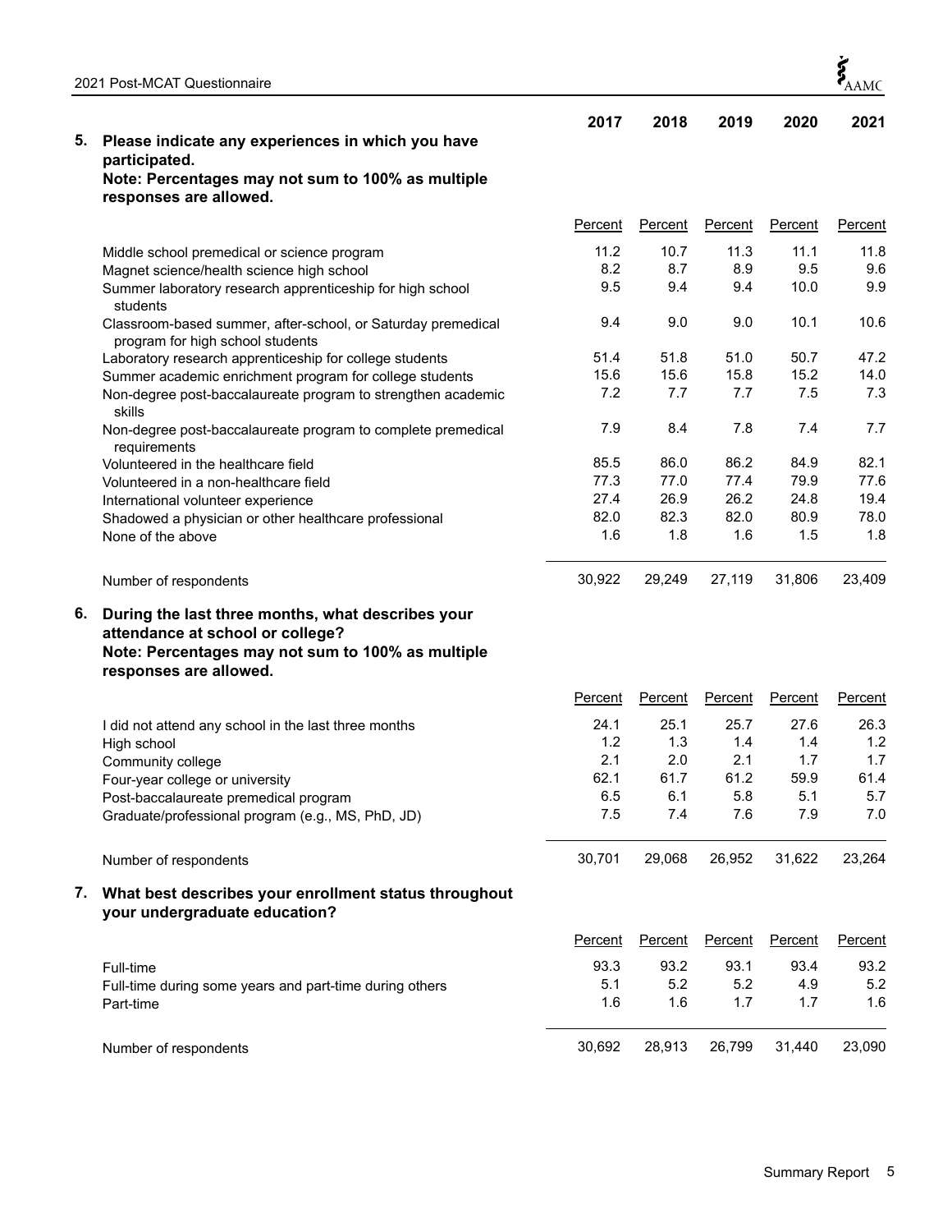**5. Please indicate any experiences in which you have participated.**
**Note: Percentages may not sum to 100% as multiple responses are allowed.**

| | 2017 | 2018 | 2019 | 2020 | 2021 |
|---|---|---|---|---|---|
| | Percent | Percent | Percent | Percent | Percent |
| Middle school premedical or science program | 11.2 | 10.7 | 11.3 | 11.1 | 11.8 |
| Magnet science/health science high school | 8.2 | 8.7 | 8.9 | 9.5 | 9.6 |
| Summer laboratory research apprenticeship for high school students | 9.5 | 9.4 | 9.4 | 10.0 | 9.9 |
| Classroom-based summer, after-school, or Saturday premedical program for high school students | 9.4 | 9.0 | 9.0 | 10.1 | 10.6 |
| Laboratory research apprenticeship for college students | 51.4 | 51.8 | 51.0 | 50.7 | 47.2 |
| Summer academic enrichment program for college students | 15.6 | 15.6 | 15.8 | 15.2 | 14.0 |
| Non-degree post-baccalaureate program to strengthen academic skills | 7.2 | 7.7 | 7.7 | 7.5 | 7.3 |
| Non-degree post-baccalaureate program to complete premedical requirements | 7.9 | 8.4 | 7.8 | 7.4 | 7.7 |
| Volunteered in the healthcare field | 85.5 | 86.0 | 86.2 | 84.9 | 82.1 |
| Volunteered in a non-healthcare field | 77.3 | 77.0 | 77.4 | 79.9 | 77.6 |
| International volunteer experience | 27.4 | 26.9 | 26.2 | 24.8 | 19.4 |
| Shadowed a physician or other healthcare professional | 82.0 | 82.3 | 82.0 | 80.9 | 78.0 |
| None of the above | 1.6 | 1.8 | 1.6 | 1.5 | 1.8 |
| Number of respondents | 30,922 | 29,249 | 27,119 | 31,806 | 23,409 |

**6. During the last three months, what describes your attendance at school or college?**
**Note: Percentages may not sum to 100% as multiple responses are allowed.**

| | 2017 | 2018 | 2019 | 2020 | 2021 |
|---|---|---|---|---|---|
| | Percent | Percent | Percent | Percent | Percent |
| I did not attend any school in the last three months | 24.1 | 25.1 | 25.7 | 27.6 | 26.3 |
| High school | 1.2 | 1.3 | 1.4 | 1.4 | 1.2 |
| Community college | 2.1 | 2.0 | 2.1 | 1.7 | 1.7 |
| Four-year college or university | 62.1 | 61.7 | 61.2 | 59.9 | 61.4 |
| Post-baccalaureate premedical program | 6.5 | 6.1 | 5.8 | 5.1 | 5.7 |
| Graduate/professional program (e.g., MS, PhD, JD) | 7.5 | 7.4 | 7.6 | 7.9 | 7.0 |
| Number of respondents | 30,701 | 29,068 | 26,952 | 31,622 | 23,264 |

**7. What best describes your enrollment status throughout your undergraduate education?**

| | 2017 | 2018 | 2019 | 2020 | 2021 |
|---|---|---|---|---|---|
| | Percent | Percent | Percent | Percent | Percent |
| Full-time | 93.3 | 93.2 | 93.1 | 93.4 | 93.2 |
| Full-time during some years and part-time during others | 5.1 | 5.2 | 5.2 | 4.9 | 5.2 |
| Part-time | 1.6 | 1.6 | 1.7 | 1.7 | 1.6 |
| Number of respondents | 30,692 | 28,913 | 26,799 | 31,440 | 23,090 |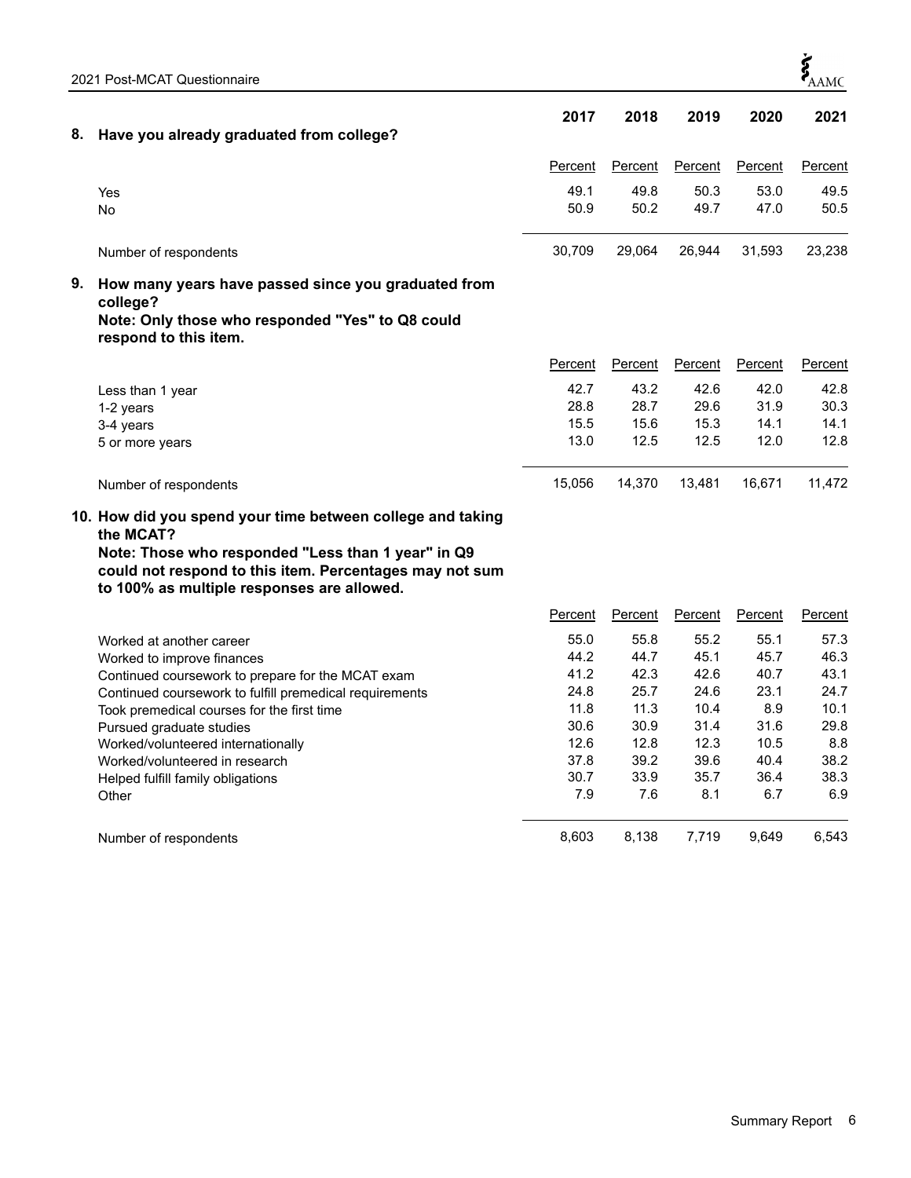## 8. Have you already graduated from college?

| | 2017 | 2018 | 2019 | 2020 | 2021 |
|---|---|---|---|---|---|
| | Percent | Percent | Percent | Percent | Percent |
| Yes | 49.1 | 49.8 | 50.3 | 53.0 | 49.5 |
| No | 50.9 | 50.2 | 49.7 | 47.0 | 50.5 |
| Number of respondents | 30,709 | 29,064 | 26,944 | 31,593 | 23,238 |

## 9. How many years have passed since you graduated from college?

**Note: Only those who responded "Yes" to Q8 could respond to this item.**

| | 2017 | 2018 | 2019 | 2020 | 2021 |
|---|---|---|---|---|---|
| | Percent | Percent | Percent | Percent | Percent |
| Less than 1 year | 42.7 | 43.2 | 42.6 | 42.0 | 42.8 |
| 1-2 years | 28.8 | 28.7 | 29.6 | 31.9 | 30.3 |
| 3-4 years | 15.5 | 15.6 | 15.3 | 14.1 | 14.1 |
| 5 or more years | 13.0 | 12.5 | 12.5 | 12.0 | 12.8 |
| Number of respondents | 15,056 | 14,370 | 13,481 | 16,671 | 11,472 |

## 10. How did you spend your time between college and taking the MCAT?

**Note: Those who responded "Less than 1 year" in Q9 could not respond to this item. Percentages may not sum to 100% as multiple responses are allowed.**

| | 2017 | 2018 | 2019 | 2020 | 2021 |
|---|---|---|---|---|---|
| | Percent | Percent | Percent | Percent | Percent |
| Worked at another career | 55.0 | 55.8 | 55.2 | 55.1 | 57.3 |
| Worked to improve finances | 44.2 | 44.7 | 45.1 | 45.7 | 46.3 |
| Continued coursework to prepare for the MCAT exam | 41.2 | 42.3 | 42.6 | 40.7 | 43.1 |
| Continued coursework to fulfill premedical requirements | 24.8 | 25.7 | 24.6 | 23.1 | 24.7 |
| Took premedical courses for the first time | 11.8 | 11.3 | 10.4 | 8.9 | 10.1 |
| Pursued graduate studies | 30.6 | 30.9 | 31.4 | 31.6 | 29.8 |
| Worked/volunteered internationally | 12.6 | 12.8 | 12.3 | 10.5 | 8.8 |
| Worked/volunteered in research | 37.8 | 39.2 | 39.6 | 40.4 | 38.2 |
| Helped fulfill family obligations | 30.7 | 33.9 | 35.7 | 36.4 | 38.3 |
| Other | 7.9 | 7.6 | 8.1 | 6.7 | 6.9 |
| Number of respondents | 8,603 | 8,138 | 7,719 | 9,649 | 6,543 |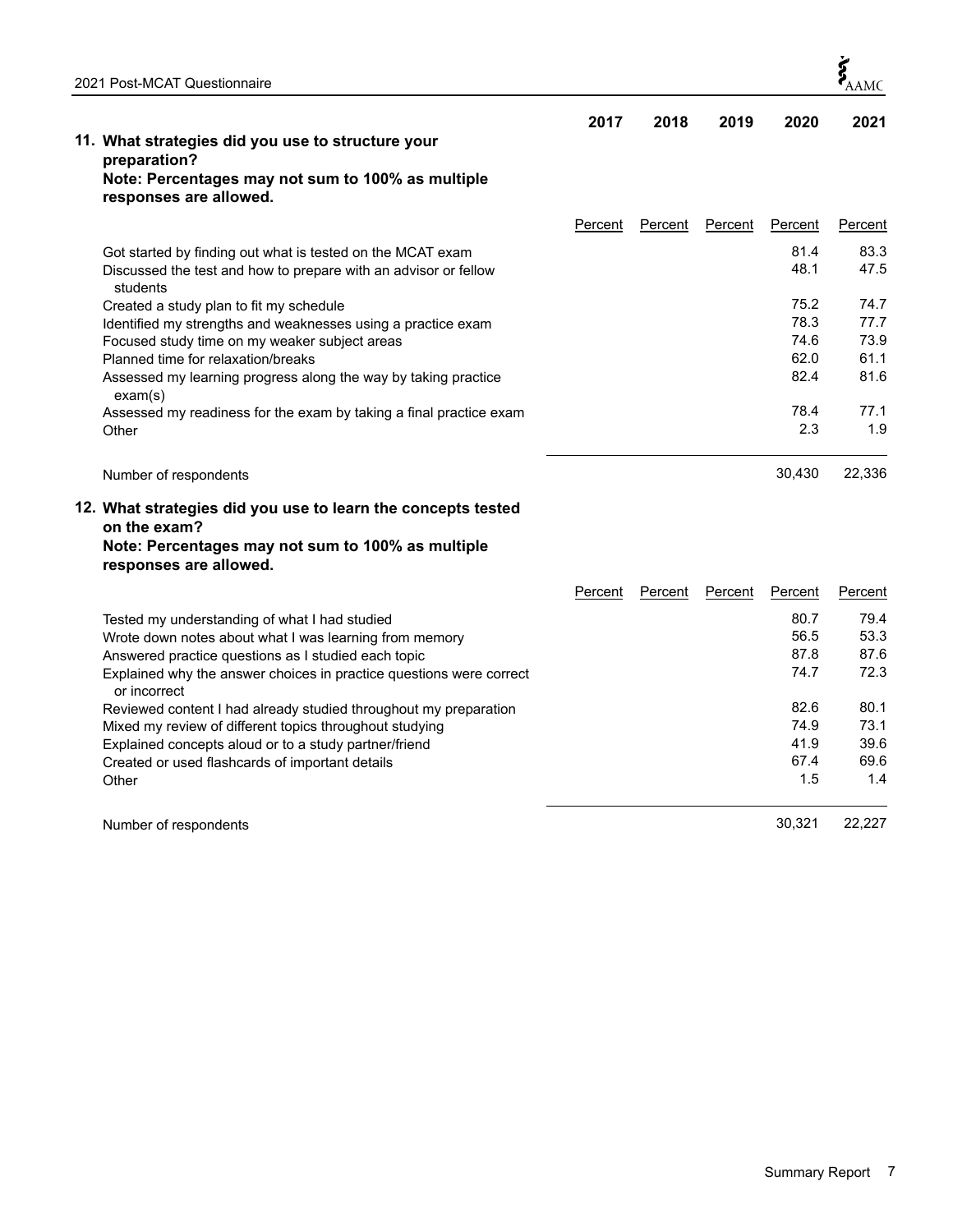**11. What strategies did you use to structure your preparation?**
**Note: Percentages may not sum to 100% as multiple responses are allowed.**

| | 2017 | 2018 | 2019 | 2020 | 2021 |
|---|---|---|---|---|---|
| | Percent | Percent | Percent | Percent | Percent |
| Got started by finding out what is tested on the MCAT exam | | | | 81.4 | 83.3 |
| Discussed the test and how to prepare with an advisor or fellow students | | | | 48.1 | 47.5 |
| Created a study plan to fit my schedule | | | | 75.2 | 74.7 |
| Identified my strengths and weaknesses using a practice exam | | | | 78.3 | 77.7 |
| Focused study time on my weaker subject areas | | | | 74.6 | 73.9 |
| Planned time for relaxation/breaks | | | | 62.0 | 61.1 |
| Assessed my learning progress along the way by taking practice exam(s) | | | | 82.4 | 81.6 |
| Assessed my readiness for the exam by taking a final practice exam | | | | 78.4 | 77.1 |
| Other | | | | 2.3 | 1.9 |
| Number of respondents | | | | 30,430 | 22,336 |

**12. What strategies did you use to learn the concepts tested on the exam?**
**Note: Percentages may not sum to 100% as multiple responses are allowed.**

| | 2017 | 2018 | 2019 | 2020 | 2021 |
|---|---|---|---|---|---|
| | Percent | Percent | Percent | Percent | Percent |
| Tested my understanding of what I had studied | | | | 80.7 | 79.4 |
| Wrote down notes about what I was learning from memory | | | | 56.5 | 53.3 |
| Answered practice questions as I studied each topic | | | | 87.8 | 87.6 |
| Explained why the answer choices in practice questions were correct or incorrect | | | | 74.7 | 72.3 |
| Reviewed content I had already studied throughout my preparation | | | | 82.6 | 80.1 |
| Mixed my review of different topics throughout studying | | | | 74.9 | 73.1 |
| Explained concepts aloud or to a study partner/friend | | | | 41.9 | 39.6 |
| Created or used flashcards of important details | | | | 67.4 | 69.6 |
| Other | | | | 1.5 | 1.4 |
| Number of respondents | | | | 30,321 | 22,227 |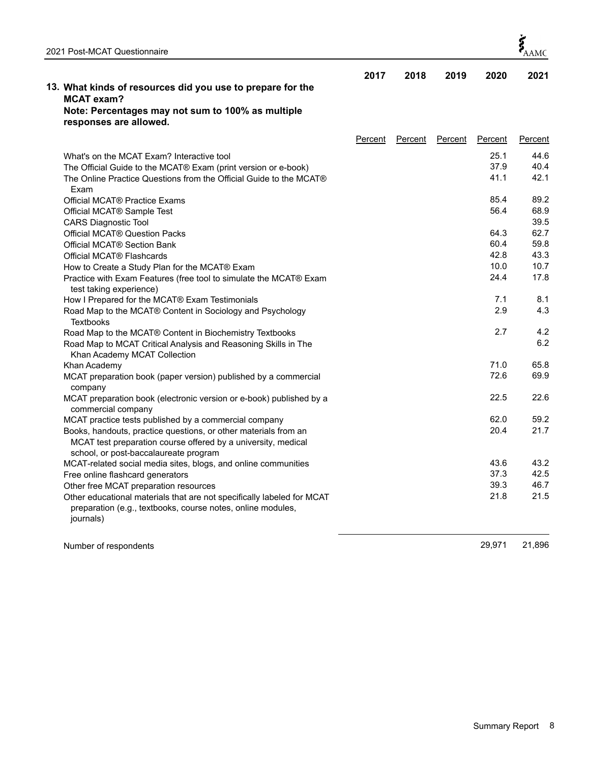**13. What kinds of resources did you use to prepare for the MCAT exam?**
**Note: Percentages may not sum to 100% as multiple responses are allowed.**

| | 2017 | 2018 | 2019 | 2020 | 2021 |
|---|---|---|---|---|---|
| | Percent | Percent | Percent | Percent | Percent |
| What's on the MCAT Exam? Interactive tool | | | | 25.1 | 44.6 |
| The Official Guide to the MCAT® Exam (print version or e-book) | | | | 37.9 | 40.4 |
| The Online Practice Questions from the Official Guide to the MCAT® Exam | | | | 41.1 | 42.1 |
| Official MCAT® Practice Exams | | | | 85.4 | 89.2 |
| Official MCAT® Sample Test | | | | 56.4 | 68.9 |
| CARS Diagnostic Tool | | | | | 39.5 |
| Official MCAT® Question Packs | | | | 64.3 | 62.7 |
| Official MCAT® Section Bank | | | | 60.4 | 59.8 |
| Official MCAT® Flashcards | | | | 42.8 | 43.3 |
| How to Create a Study Plan for the MCAT® Exam | | | | 10.0 | 10.7 |
| Practice with Exam Features (free tool to simulate the MCAT® Exam test taking experience) | | | | 24.4 | 17.8 |
| How I Prepared for the MCAT® Exam Testimonials | | | | 7.1 | 8.1 |
| Road Map to the MCAT® Content in Sociology and Psychology Textbooks | | | | 2.9 | 4.3 |
| Road Map to the MCAT® Content in Biochemistry Textbooks | | | | 2.7 | 4.2 |
| Road Map to MCAT Critical Analysis and Reasoning Skills in The Khan Academy MCAT Collection | | | | | 6.2 |
| Khan Academy | | | | 71.0 | 65.8 |
| MCAT preparation book (paper version) published by a commercial company | | | | 72.6 | 69.9 |
| MCAT preparation book (electronic version or e-book) published by a commercial company | | | | 22.5 | 22.6 |
| MCAT practice tests published by a commercial company | | | | 62.0 | 59.2 |
| Books, handouts, practice questions, or other materials from an MCAT test preparation course offered by a university, medical school, or post-baccalaureate program | | | | 20.4 | 21.7 |
| MCAT-related social media sites, blogs, and online communities | | | | 43.6 | 43.2 |
| Free online flashcard generators | | | | 37.3 | 42.5 |
| Other free MCAT preparation resources | | | | 39.3 | 46.7 |
| Other educational materials that are not specifically labeled for MCAT preparation (e.g., textbooks, course notes, online modules, journals) | | | | 21.8 | 21.5 |
| Number of respondents | | | | 29,971 | 21,896 |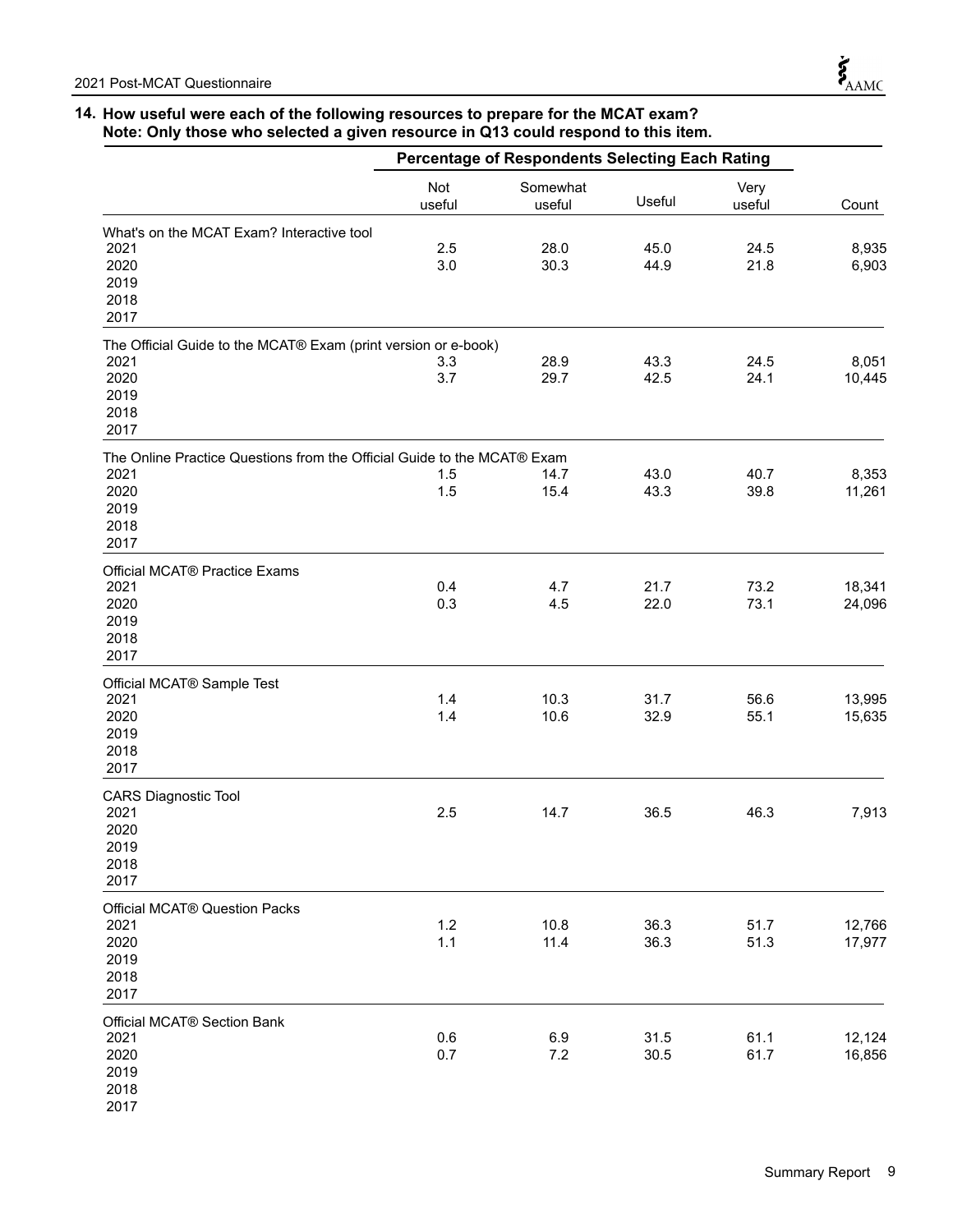**14. How useful were each of the following resources to prepare for the MCAT exam?**
**Note: Only those who selected a given resource in Q13 could respond to this item.**

| | Percentage of Respondents Selecting Each Rating | | | | |
|---|---|---|---|---|---|
| | Not useful | Somewhat useful | Useful | Very useful | Count |
| **What's on the MCAT Exam? Interactive tool** | | | | | |
| 2021 | 2.5 | 28.0 | 45.0 | 24.5 | 8,935 |
| 2020 | 3.0 | 30.3 | 44.9 | 21.8 | 6,903 |
| 2019 | | | | | |
| 2018 | | | | | |
| 2017 | | | | | |
| **The Official Guide to the MCAT® Exam (print version or e-book)** | | | | | |
| 2021 | 3.3 | 28.9 | 43.3 | 24.5 | 8,051 |
| 2020 | 3.7 | 29.7 | 42.5 | 24.1 | 10,445 |
| 2019 | | | | | |
| 2018 | | | | | |
| 2017 | | | | | |
| **The Online Practice Questions from the Official Guide to the MCAT® Exam** | | | | | |
| 2021 | 1.5 | 14.7 | 43.0 | 40.7 | 8,353 |
| 2020 | 1.5 | 15.4 | 43.3 | 39.8 | 11,261 |
| 2019 | | | | | |
| 2018 | | | | | |
| 2017 | | | | | |
| **Official MCAT® Practice Exams** | | | | | |
| 2021 | 0.4 | 4.7 | 21.7 | 73.2 | 18,341 |
| 2020 | 0.3 | 4.5 | 22.0 | 73.1 | 24,096 |
| 2019 | | | | | |
| 2018 | | | | | |
| 2017 | | | | | |
| **Official MCAT® Sample Test** | | | | | |
| 2021 | 1.4 | 10.3 | 31.7 | 56.6 | 13,995 |
| 2020 | 1.4 | 10.6 | 32.9 | 55.1 | 15,635 |
| 2019 | | | | | |
| 2018 | | | | | |
| 2017 | | | | | |
| **CARS Diagnostic Tool** | | | | | |
| 2021 | 2.5 | 14.7 | 36.5 | 46.3 | 7,913 |
| 2020 | | | | | |
| 2019 | | | | | |
| 2018 | | | | | |
| 2017 | | | | | |
| **Official MCAT® Question Packs** | | | | | |
| 2021 | 1.2 | 10.8 | 36.3 | 51.7 | 12,766 |
| 2020 | 1.1 | 11.4 | 36.3 | 51.3 | 17,977 |
| 2019 | | | | | |
| 2018 | | | | | |
| 2017 | | | | | |
| **Official MCAT® Section Bank** | | | | | |
| 2021 | 0.6 | 6.9 | 31.5 | 61.1 | 12,124 |
| 2020 | 0.7 | 7.2 | 30.5 | 61.7 | 16,856 |
| 2019 | | | | | |
| 2018 | | | | | |
| 2017 | | | | | |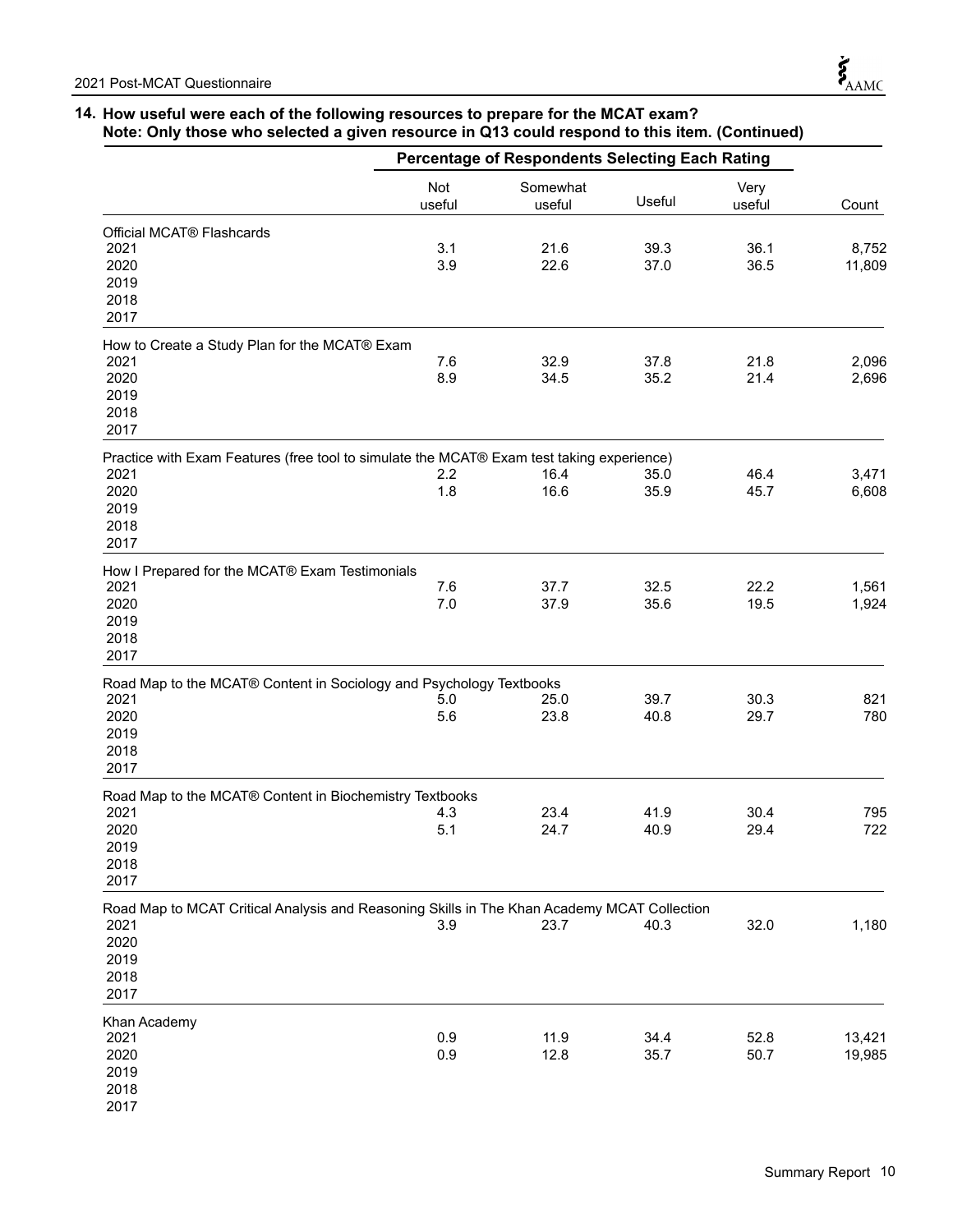**14. How useful were each of the following resources to prepare for the MCAT exam?**
**Note: Only those who selected a given resource in Q13 could respond to this item. (Continued)**

| | Percentage of Respondents Selecting Each Rating | | | | |
|---|---|---|---|---|---|
| | Not useful | Somewhat useful | Useful | Very useful | Count |
| Official MCAT® Flashcards | | | | | |
| 2021 | 3.1 | 21.6 | 39.3 | 36.1 | 8,752 |
| 2020 | 3.9 | 22.6 | 37.0 | 36.5 | 11,809 |
| 2019 | | | | | |
| 2018 | | | | | |
| 2017 | | | | | |
| How to Create a Study Plan for the MCAT® Exam | | | | | |
| 2021 | 7.6 | 32.9 | 37.8 | 21.8 | 2,096 |
| 2020 | 8.9 | 34.5 | 35.2 | 21.4 | 2,696 |
| 2019 | | | | | |
| 2018 | | | | | |
| 2017 | | | | | |
| Practice with Exam Features (free tool to simulate the MCAT® Exam test taking experience) | | | | | |
| 2021 | 2.2 | 16.4 | 35.0 | 46.4 | 3,471 |
| 2020 | 1.8 | 16.6 | 35.9 | 45.7 | 6,608 |
| 2019 | | | | | |
| 2018 | | | | | |
| 2017 | | | | | |
| How I Prepared for the MCAT® Exam Testimonials | | | | | |
| 2021 | 7.6 | 37.7 | 32.5 | 22.2 | 1,561 |
| 2020 | 7.0 | 37.9 | 35.6 | 19.5 | 1,924 |
| 2019 | | | | | |
| 2018 | | | | | |
| 2017 | | | | | |
| Road Map to the MCAT® Content in Sociology and Psychology Textbooks | | | | | |
| 2021 | 5.0 | 25.0 | 39.7 | 30.3 | 821 |
| 2020 | 5.6 | 23.8 | 40.8 | 29.7 | 780 |
| 2019 | | | | | |
| 2018 | | | | | |
| 2017 | | | | | |
| Road Map to the MCAT® Content in Biochemistry Textbooks | | | | | |
| 2021 | 4.3 | 23.4 | 41.9 | 30.4 | 795 |
| 2020 | 5.1 | 24.7 | 40.9 | 29.4 | 722 |
| 2019 | | | | | |
| 2018 | | | | | |
| 2017 | | | | | |
| Road Map to MCAT Critical Analysis and Reasoning Skills in The Khan Academy MCAT Collection | | | | | |
| 2021 | 3.9 | 23.7 | 40.3 | 32.0 | 1,180 |
| 2020 | | | | | |
| 2019 | | | | | |
| 2018 | | | | | |
| 2017 | | | | | |
| Khan Academy | | | | | |
| 2021 | 0.9 | 11.9 | 34.4 | 52.8 | 13,421 |
| 2020 | 0.9 | 12.8 | 35.7 | 50.7 | 19,985 |
| 2019 | | | | | |
| 2018 | | | | | |
| 2017 | | | | | |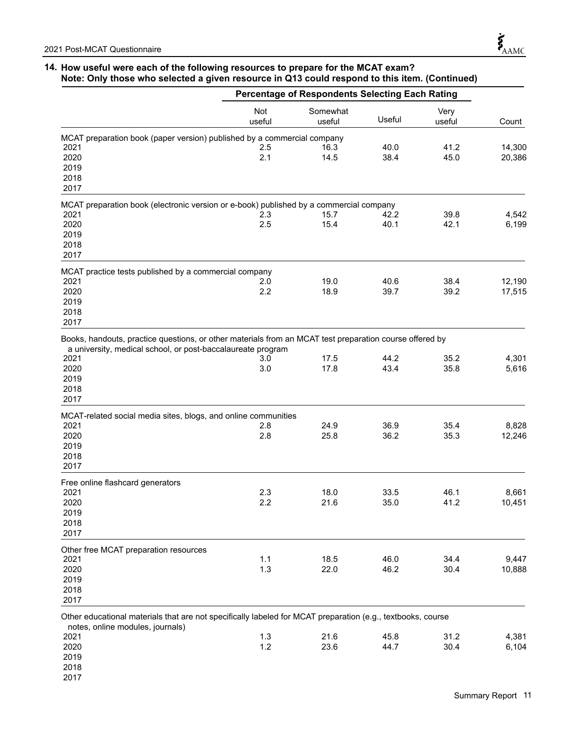**14. How useful were each of the following resources to prepare for the MCAT exam?**
**Note: Only those who selected a given resource in Q13 could respond to this item. (Continued)**

| | Percentage of Respondents Selecting Each Rating | | | | |
|---|---|---|---|---|---|
| | Not useful | Somewhat useful | Useful | Very useful | Count |
| **MCAT preparation book (paper version) published by a commercial company** | | | | | |
| 2021 | 2.5 | 16.3 | 40.0 | 41.2 | 14,300 |
| 2020 | 2.1 | 14.5 | 38.4 | 45.0 | 20,386 |
| 2019 | | | | | |
| 2018 | | | | | |
| 2017 | | | | | |
| **MCAT preparation book (electronic version or e-book) published by a commercial company** | | | | | |
| 2021 | 2.3 | 15.7 | 42.2 | 39.8 | 4,542 |
| 2020 | 2.5 | 15.4 | 40.1 | 42.1 | 6,199 |
| 2019 | | | | | |
| 2018 | | | | | |
| 2017 | | | | | |
| **MCAT practice tests published by a commercial company** | | | | | |
| 2021 | 2.0 | 19.0 | 40.6 | 38.4 | 12,190 |
| 2020 | 2.2 | 18.9 | 39.7 | 39.2 | 17,515 |
| 2019 | | | | | |
| 2018 | | | | | |
| 2017 | | | | | |
| **Books, handouts, practice questions, or other materials from an MCAT test preparation course offered by a university, medical school, or post-baccalaureate program** | | | | | |
| 2021 | 3.0 | 17.5 | 44.2 | 35.2 | 4,301 |
| 2020 | 3.0 | 17.8 | 43.4 | 35.8 | 5,616 |
| 2019 | | | | | |
| 2018 | | | | | |
| 2017 | | | | | |
| **MCAT-related social media sites, blogs, and online communities** | | | | | |
| 2021 | 2.8 | 24.9 | 36.9 | 35.4 | 8,828 |
| 2020 | 2.8 | 25.8 | 36.2 | 35.3 | 12,246 |
| 2019 | | | | | |
| 2018 | | | | | |
| 2017 | | | | | |
| **Free online flashcard generators** | | | | | |
| 2021 | 2.3 | 18.0 | 33.5 | 46.1 | 8,661 |
| 2020 | 2.2 | 21.6 | 35.0 | 41.2 | 10,451 |
| 2019 | | | | | |
| 2018 | | | | | |
| 2017 | | | | | |
| **Other free MCAT preparation resources** | | | | | |
| 2021 | 1.1 | 18.5 | 46.0 | 34.4 | 9,447 |
| 2020 | 1.3 | 22.0 | 46.2 | 30.4 | 10,888 |
| 2019 | | | | | |
| 2018 | | | | | |
| 2017 | | | | | |
| **Other educational materials that are not specifically labeled for MCAT preparation (e.g., textbooks, course notes, online modules, journals)** | | | | | |
| 2021 | 1.3 | 21.6 | 45.8 | 31.2 | 4,381 |
| 2020 | 1.2 | 23.6 | 44.7 | 30.4 | 6,104 |
| 2019 | | | | | |
| 2018 | | | | | |
| 2017 | | | | | |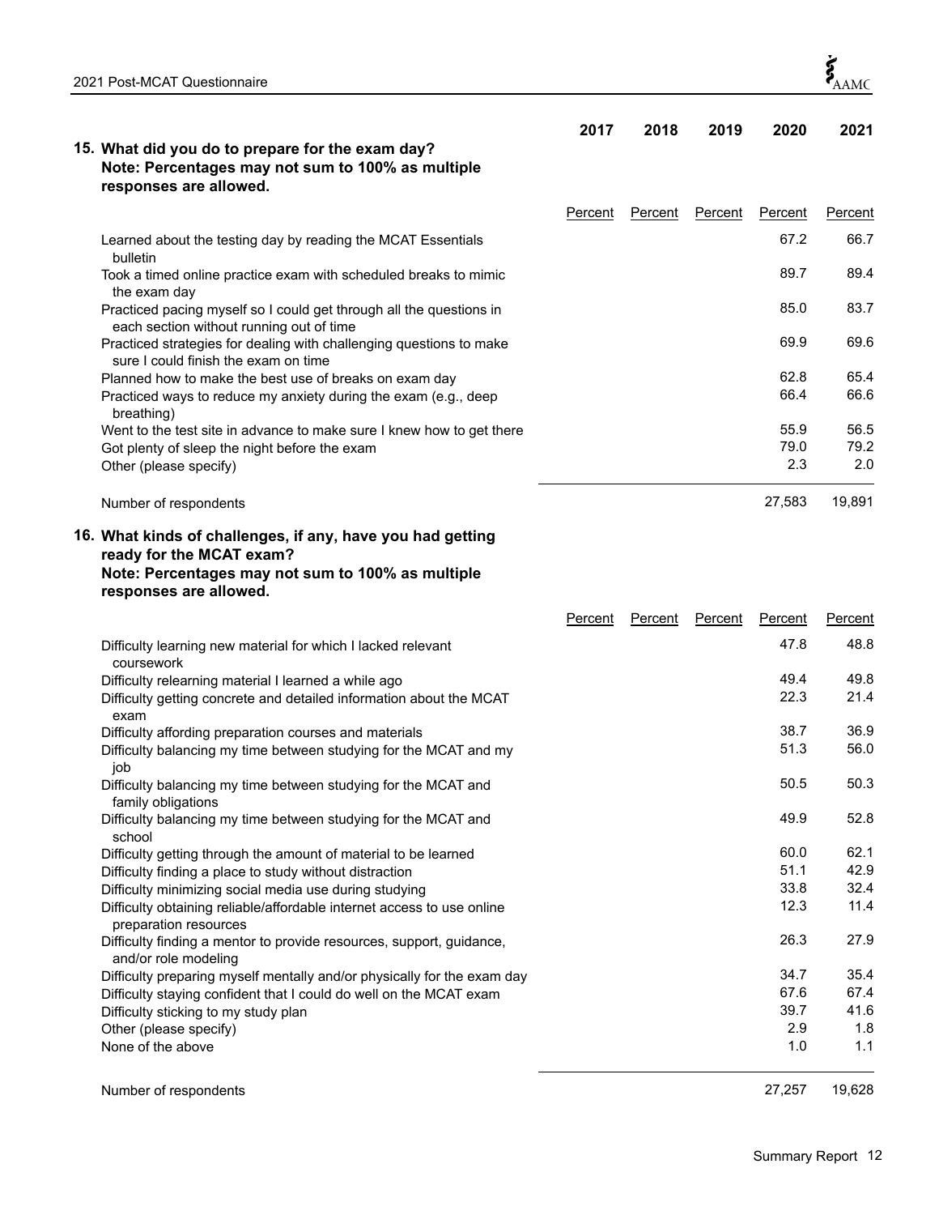**15. What did you do to prepare for the exam day?**
**Note: Percentages may not sum to 100% as multiple responses are allowed.**

| | 2017 | 2018 | 2019 | 2020 | 2021 |
|---|---|---|---|---|---|
| | Percent | Percent | Percent | Percent | Percent |
| Learned about the testing day by reading the MCAT Essentials bulletin | | | | 67.2 | 66.7 |
| Took a timed online practice exam with scheduled breaks to mimic the exam day | | | | 89.7 | 89.4 |
| Practiced pacing myself so I could get through all the questions in each section without running out of time | | | | 85.0 | 83.7 |
| Practiced strategies for dealing with challenging questions to make sure I could finish the exam on time | | | | 69.9 | 69.6 |
| Planned how to make the best use of breaks on exam day | | | | 62.8 | 65.4 |
| Practiced ways to reduce my anxiety during the exam (e.g., deep breathing) | | | | 66.4 | 66.6 |
| Went to the test site in advance to make sure I knew how to get there | | | | 55.9 | 56.5 |
| Got plenty of sleep the night before the exam | | | | 79.0 | 79.2 |
| Other (please specify) | | | | 2.3 | 2.0 |
| Number of respondents | | | | 27,583 | 19,891 |

**16. What kinds of challenges, if any, have you had getting ready for the MCAT exam?**
**Note: Percentages may not sum to 100% as multiple responses are allowed.**

| | 2017 | 2018 | 2019 | 2020 | 2021 |
|---|---|---|---|---|---|
| | Percent | Percent | Percent | Percent | Percent |
| Difficulty learning new material for which I lacked relevant coursework | | | | 47.8 | 48.8 |
| Difficulty relearning material I learned a while ago | | | | 49.4 | 49.8 |
| Difficulty getting concrete and detailed information about the MCAT exam | | | | 22.3 | 21.4 |
| Difficulty affording preparation courses and materials | | | | 38.7 | 36.9 |
| Difficulty balancing my time between studying for the MCAT and my job | | | | 51.3 | 56.0 |
| Difficulty balancing my time between studying for the MCAT and family obligations | | | | 50.5 | 50.3 |
| Difficulty balancing my time between studying for the MCAT and school | | | | 49.9 | 52.8 |
| Difficulty getting through the amount of material to be learned | | | | 60.0 | 62.1 |
| Difficulty finding a place to study without distraction | | | | 51.1 | 42.9 |
| Difficulty minimizing social media use during studying | | | | 33.8 | 32.4 |
| Difficulty obtaining reliable/affordable internet access to use online preparation resources | | | | 12.3 | 11.4 |
| Difficulty finding a mentor to provide resources, support, guidance, and/or role modeling | | | | 26.3 | 27.9 |
| Difficulty preparing myself mentally and/or physically for the exam day | | | | 34.7 | 35.4 |
| Difficulty staying confident that I could do well on the MCAT exam | | | | 67.6 | 67.4 |
| Difficulty sticking to my study plan | | | | 39.7 | 41.6 |
| Other (please specify) | | | | 2.9 | 1.8 |
| None of the above | | | | 1.0 | 1.1 |
| Number of respondents | | | | 27,257 | 19,628 |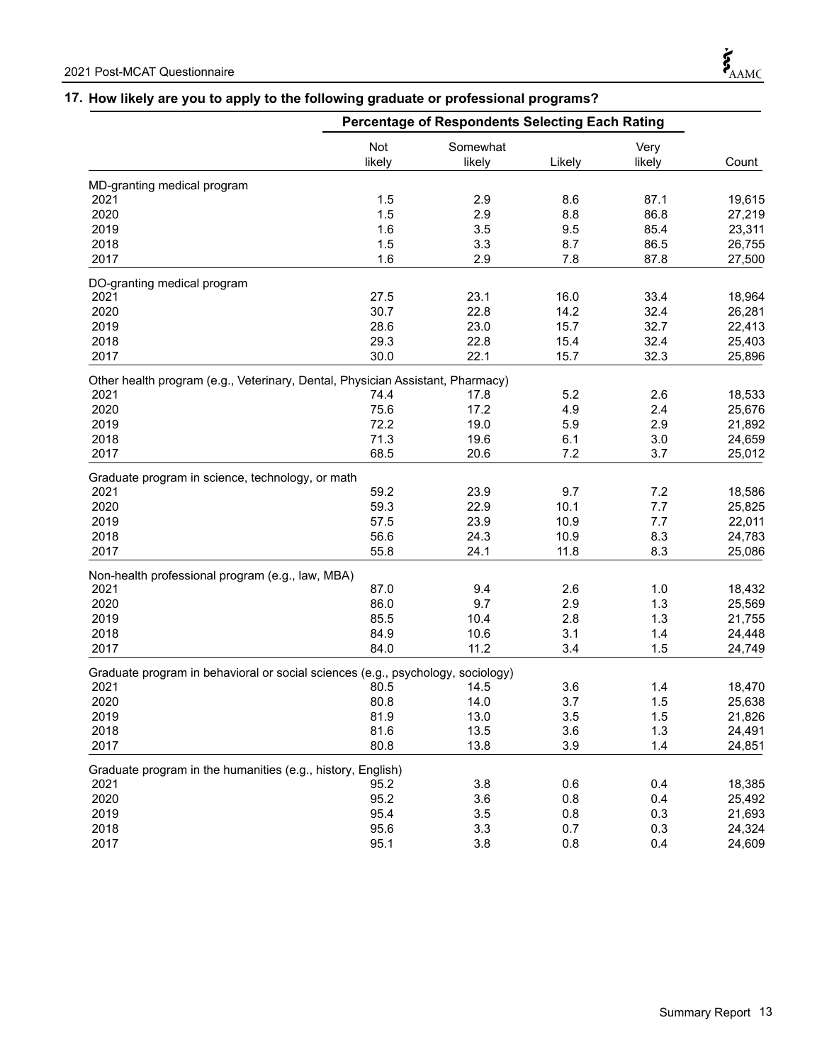## 17. How likely are you to apply to the following graduate or professional programs?

| | Percentage of Respondents Selecting Each Rating | | | | |
|---|---|---|---|---|---|
| | Not likely | Somewhat likely | Likely | Very likely | Count |
| **MD-granting medical program** | | | | | |
| 2021 | 1.5 | 2.9 | 8.6 | 87.1 | 19,615 |
| 2020 | 1.5 | 2.9 | 8.8 | 86.8 | 27,219 |
| 2019 | 1.6 | 3.5 | 9.5 | 85.4 | 23,311 |
| 2018 | 1.5 | 3.3 | 8.7 | 86.5 | 26,755 |
| 2017 | 1.6 | 2.9 | 7.8 | 87.8 | 27,500 |
| **DO-granting medical program** | | | | | |
| 2021 | 27.5 | 23.1 | 16.0 | 33.4 | 18,964 |
| 2020 | 30.7 | 22.8 | 14.2 | 32.4 | 26,281 |
| 2019 | 28.6 | 23.0 | 15.7 | 32.7 | 22,413 |
| 2018 | 29.3 | 22.8 | 15.4 | 32.4 | 25,403 |
| 2017 | 30.0 | 22.1 | 15.7 | 32.3 | 25,896 |
| **Other health program (e.g., Veterinary, Dental, Physician Assistant, Pharmacy)** | | | | | |
| 2021 | 74.4 | 17.8 | 5.2 | 2.6 | 18,533 |
| 2020 | 75.6 | 17.2 | 4.9 | 2.4 | 25,676 |
| 2019 | 72.2 | 19.0 | 5.9 | 2.9 | 21,892 |
| 2018 | 71.3 | 19.6 | 6.1 | 3.0 | 24,659 |
| 2017 | 68.5 | 20.6 | 7.2 | 3.7 | 25,012 |
| **Graduate program in science, technology, or math** | | | | | |
| 2021 | 59.2 | 23.9 | 9.7 | 7.2 | 18,586 |
| 2020 | 59.3 | 22.9 | 10.1 | 7.7 | 25,825 |
| 2019 | 57.5 | 23.9 | 10.9 | 7.7 | 22,011 |
| 2018 | 56.6 | 24.3 | 10.9 | 8.3 | 24,783 |
| 2017 | 55.8 | 24.1 | 11.8 | 8.3 | 25,086 |
| **Non-health professional program (e.g., law, MBA)** | | | | | |
| 2021 | 87.0 | 9.4 | 2.6 | 1.0 | 18,432 |
| 2020 | 86.0 | 9.7 | 2.9 | 1.3 | 25,569 |
| 2019 | 85.5 | 10.4 | 2.8 | 1.3 | 21,755 |
| 2018 | 84.9 | 10.6 | 3.1 | 1.4 | 24,448 |
| 2017 | 84.0 | 11.2 | 3.4 | 1.5 | 24,749 |
| **Graduate program in behavioral or social sciences (e.g., psychology, sociology)** | | | | | |
| 2021 | 80.5 | 14.5 | 3.6 | 1.4 | 18,470 |
| 2020 | 80.8 | 14.0 | 3.7 | 1.5 | 25,638 |
| 2019 | 81.9 | 13.0 | 3.5 | 1.5 | 21,826 |
| 2018 | 81.6 | 13.5 | 3.6 | 1.3 | 24,491 |
| 2017 | 80.8 | 13.8 | 3.9 | 1.4 | 24,851 |
| **Graduate program in the humanities (e.g., history, English)** | | | | | |
| 2021 | 95.2 | 3.8 | 0.6 | 0.4 | 18,385 |
| 2020 | 95.2 | 3.6 | 0.8 | 0.4 | 25,492 |
| 2019 | 95.4 | 3.5 | 0.8 | 0.3 | 21,693 |
| 2018 | 95.6 | 3.3 | 0.7 | 0.3 | 24,324 |
| 2017 | 95.1 | 3.8 | 0.8 | 0.4 | 24,609 |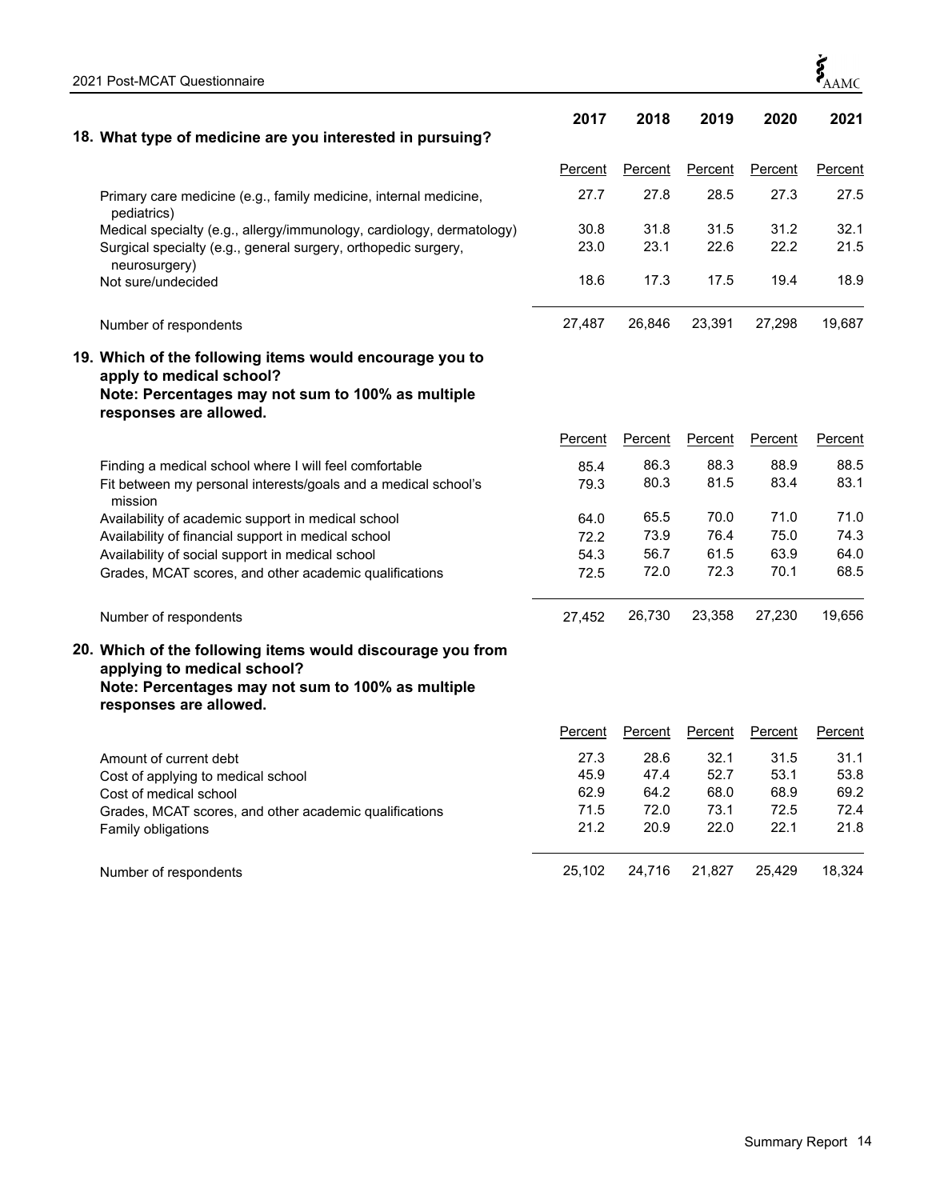**18. What type of medicine are you interested in pursuing?**

| | 2017 | 2018 | 2019 | 2020 | 2021 |
|---|---|---|---|---|---|
| | Percent | Percent | Percent | Percent | Percent |
| Primary care medicine (e.g., family medicine, internal medicine, pediatrics) | 27.7 | 27.8 | 28.5 | 27.3 | 27.5 |
| Medical specialty (e.g., allergy/immunology, cardiology, dermatology) | 30.8 | 31.8 | 31.5 | 31.2 | 32.1 |
| Surgical specialty (e.g., general surgery, orthopedic surgery, neurosurgery) | 23.0 | 23.1 | 22.6 | 22.2 | 21.5 |
| Not sure/undecided | 18.6 | 17.3 | 17.5 | 19.4 | 18.9 |
| Number of respondents | 27,487 | 26,846 | 23,391 | 27,298 | 19,687 |

**19. Which of the following items would encourage you to apply to medical school?**
**Note: Percentages may not sum to 100% as multiple responses are allowed.**

| | 2017 | 2018 | 2019 | 2020 | 2021 |
|---|---|---|---|---|---|
| | Percent | Percent | Percent | Percent | Percent |
| Finding a medical school where I will feel comfortable | 85.4 | 86.3 | 88.3 | 88.9 | 88.5 |
| Fit between my personal interests/goals and a medical school's mission | 79.3 | 80.3 | 81.5 | 83.4 | 83.1 |
| Availability of academic support in medical school | 64.0 | 65.5 | 70.0 | 71.0 | 71.0 |
| Availability of financial support in medical school | 72.2 | 73.9 | 76.4 | 75.0 | 74.3 |
| Availability of social support in medical school | 54.3 | 56.7 | 61.5 | 63.9 | 64.0 |
| Grades, MCAT scores, and other academic qualifications | 72.5 | 72.0 | 72.3 | 70.1 | 68.5 |
| Number of respondents | 27,452 | 26,730 | 23,358 | 27,230 | 19,656 |

**20. Which of the following items would discourage you from applying to medical school?**
**Note: Percentages may not sum to 100% as multiple responses are allowed.**

| | 2017 | 2018 | 2019 | 2020 | 2021 |
|---|---|---|---|---|---|
| | Percent | Percent | Percent | Percent | Percent |
| Amount of current debt | 27.3 | 28.6 | 32.1 | 31.5 | 31.1 |
| Cost of applying to medical school | 45.9 | 47.4 | 52.7 | 53.1 | 53.8 |
| Cost of medical school | 62.9 | 64.2 | 68.0 | 68.9 | 69.2 |
| Grades, MCAT scores, and other academic qualifications | 71.5 | 72.0 | 73.1 | 72.5 | 72.4 |
| Family obligations | 21.2 | 20.9 | 22.0 | 22.1 | 21.8 |
| Number of respondents | 25,102 | 24,716 | 21,827 | 25,429 | 18,324 |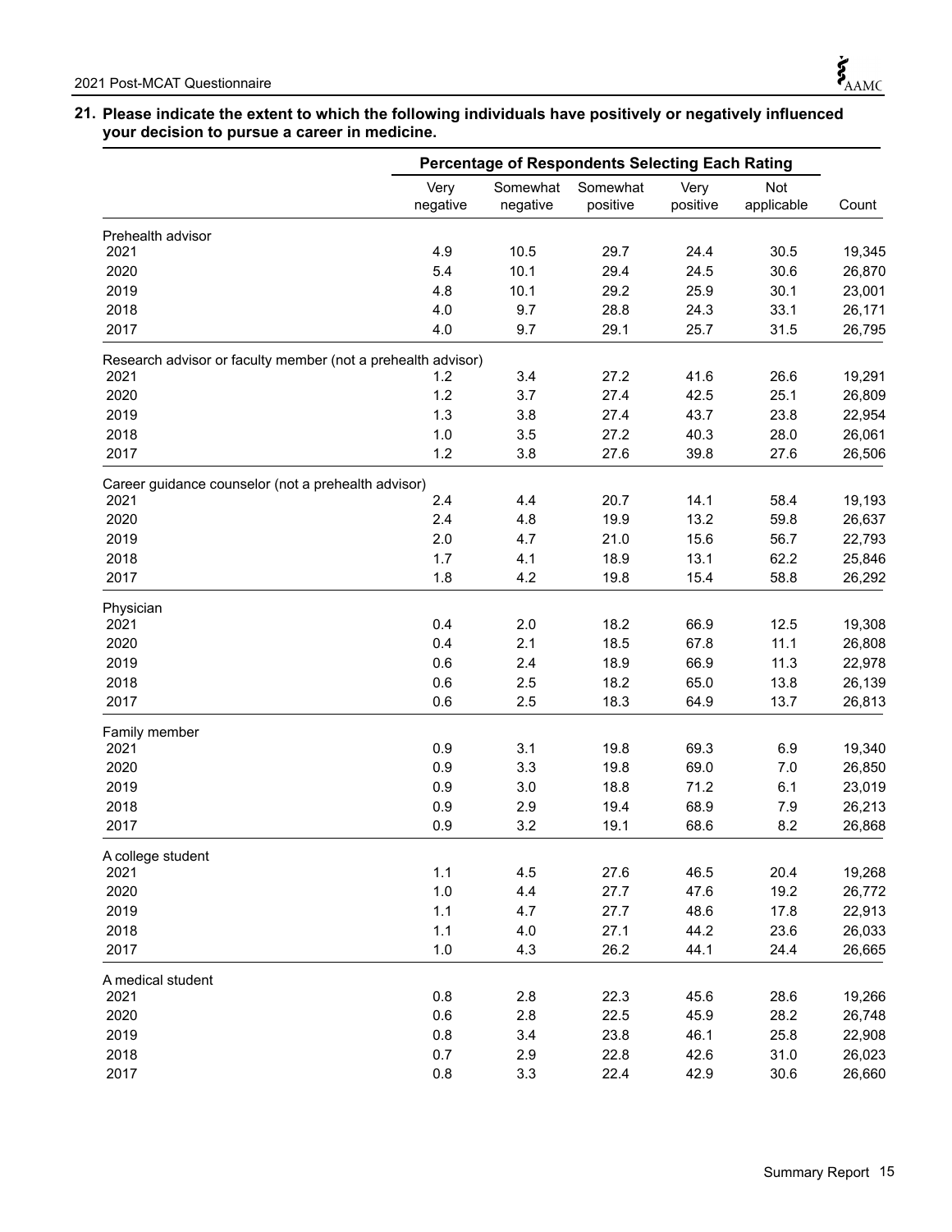**21. Please indicate the extent to which the following individuals have positively or negatively influenced your decision to pursue a career in medicine.**

| | Percentage of Respondents Selecting Each Rating | | | | | |
|---|---|---|---|---|---|---|
| | Very negative | Somewhat negative | Somewhat positive | Very positive | Not applicable | Count |
| **Prehealth advisor** | | | | | | |
| 2021 | 4.9 | 10.5 | 29.7 | 24.4 | 30.5 | 19,345 |
| 2020 | 5.4 | 10.1 | 29.4 | 24.5 | 30.6 | 26,870 |
| 2019 | 4.8 | 10.1 | 29.2 | 25.9 | 30.1 | 23,001 |
| 2018 | 4.0 | 9.7 | 28.8 | 24.3 | 33.1 | 26,171 |
| 2017 | 4.0 | 9.7 | 29.1 | 25.7 | 31.5 | 26,795 |
| **Research advisor or faculty member (not a prehealth advisor)** | | | | | | |
| 2021 | 1.2 | 3.4 | 27.2 | 41.6 | 26.6 | 19,291 |
| 2020 | 1.2 | 3.7 | 27.4 | 42.5 | 25.1 | 26,809 |
| 2019 | 1.3 | 3.8 | 27.4 | 43.7 | 23.8 | 22,954 |
| 2018 | 1.0 | 3.5 | 27.2 | 40.3 | 28.0 | 26,061 |
| 2017 | 1.2 | 3.8 | 27.6 | 39.8 | 27.6 | 26,506 |
| **Career guidance counselor (not a prehealth advisor)** | | | | | | |
| 2021 | 2.4 | 4.4 | 20.7 | 14.1 | 58.4 | 19,193 |
| 2020 | 2.4 | 4.8 | 19.9 | 13.2 | 59.8 | 26,637 |
| 2019 | 2.0 | 4.7 | 21.0 | 15.6 | 56.7 | 22,793 |
| 2018 | 1.7 | 4.1 | 18.9 | 13.1 | 62.2 | 25,846 |
| 2017 | 1.8 | 4.2 | 19.8 | 15.4 | 58.8 | 26,292 |
| **Physician** | | | | | | |
| 2021 | 0.4 | 2.0 | 18.2 | 66.9 | 12.5 | 19,308 |
| 2020 | 0.4 | 2.1 | 18.5 | 67.8 | 11.1 | 26,808 |
| 2019 | 0.6 | 2.4 | 18.9 | 66.9 | 11.3 | 22,978 |
| 2018 | 0.6 | 2.5 | 18.2 | 65.0 | 13.8 | 26,139 |
| 2017 | 0.6 | 2.5 | 18.3 | 64.9 | 13.7 | 26,813 |
| **Family member** | | | | | | |
| 2021 | 0.9 | 3.1 | 19.8 | 69.3 | 6.9 | 19,340 |
| 2020 | 0.9 | 3.3 | 19.8 | 69.0 | 7.0 | 26,850 |
| 2019 | 0.9 | 3.0 | 18.8 | 71.2 | 6.1 | 23,019 |
| 2018 | 0.9 | 2.9 | 19.4 | 68.9 | 7.9 | 26,213 |
| 2017 | 0.9 | 3.2 | 19.1 | 68.6 | 8.2 | 26,868 |
| **A college student** | | | | | | |
| 2021 | 1.1 | 4.5 | 27.6 | 46.5 | 20.4 | 19,268 |
| 2020 | 1.0 | 4.4 | 27.7 | 47.6 | 19.2 | 26,772 |
| 2019 | 1.1 | 4.7 | 27.7 | 48.6 | 17.8 | 22,913 |
| 2018 | 1.1 | 4.0 | 27.1 | 44.2 | 23.6 | 26,033 |
| 2017 | 1.0 | 4.3 | 26.2 | 44.1 | 24.4 | 26,665 |
| **A medical student** | | | | | | |
| 2021 | 0.8 | 2.8 | 22.3 | 45.6 | 28.6 | 19,266 |
| 2020 | 0.6 | 2.8 | 22.5 | 45.9 | 28.2 | 26,748 |
| 2019 | 0.8 | 3.4 | 23.8 | 46.1 | 25.8 | 22,908 |
| 2018 | 0.7 | 2.9 | 22.8 | 42.6 | 31.0 | 26,023 |
| 2017 | 0.8 | 3.3 | 22.4 | 42.9 | 30.6 | 26,660 |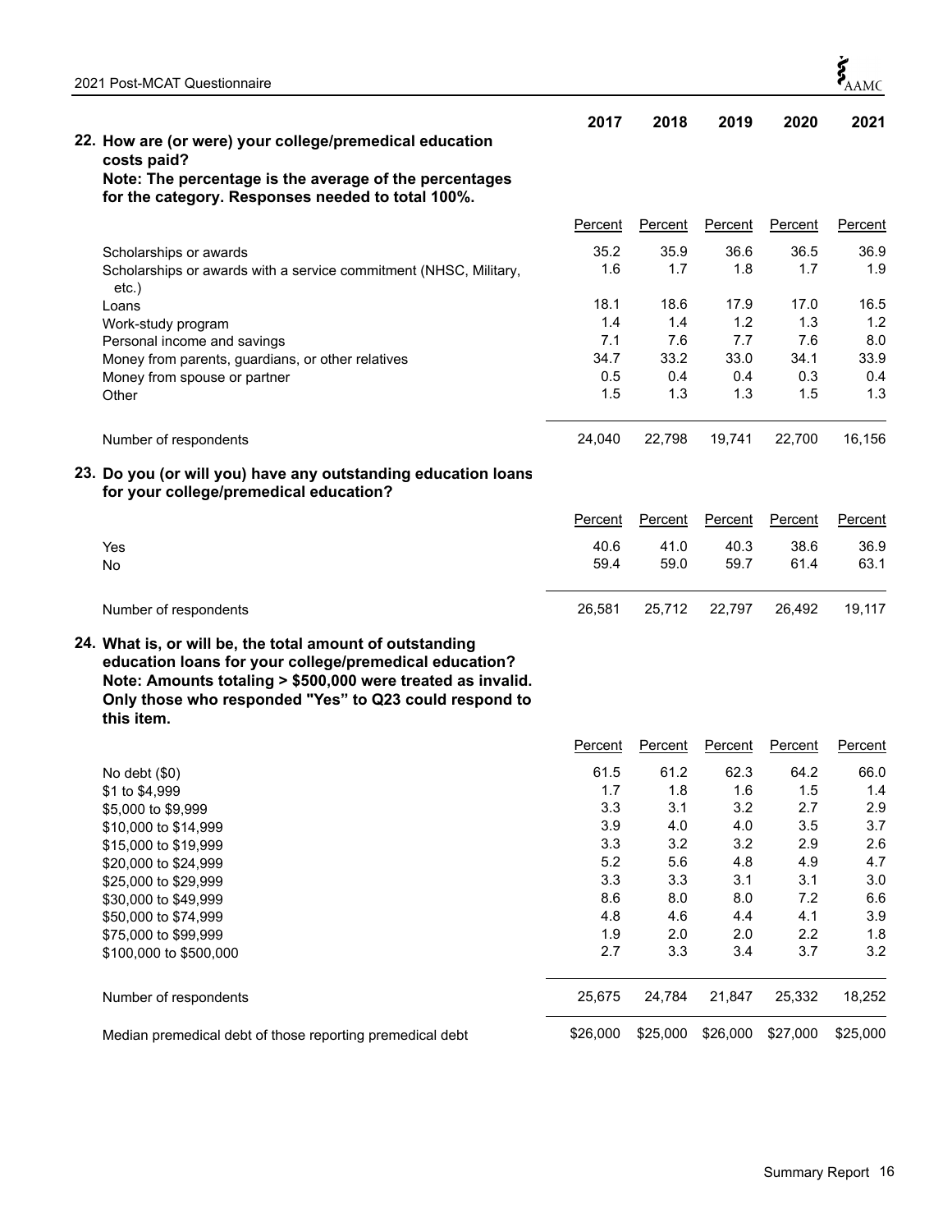## 22. How are (or were) your college/premedical education costs paid?

**Note: The percentage is the average of the percentages for the category. Responses needed to total 100%.**

| | 2017 | 2018 | 2019 | 2020 | 2021 |
|---|---|---|---|---|---|
| | Percent | Percent | Percent | Percent | Percent |
| Scholarships or awards | 35.2 | 35.9 | 36.6 | 36.5 | 36.9 |
| Scholarships or awards with a service commitment (NHSC, Military, etc.) | 1.6 | 1.7 | 1.8 | 1.7 | 1.9 |
| Loans | 18.1 | 18.6 | 17.9 | 17.0 | 16.5 |
| Work-study program | 1.4 | 1.4 | 1.2 | 1.3 | 1.2 |
| Personal income and savings | 7.1 | 7.6 | 7.7 | 7.6 | 8.0 |
| Money from parents, guardians, or other relatives | 34.7 | 33.2 | 33.0 | 34.1 | 33.9 |
| Money from spouse or partner | 0.5 | 0.4 | 0.4 | 0.3 | 0.4 |
| Other | 1.5 | 1.3 | 1.3 | 1.5 | 1.3 |
| Number of respondents | 24,040 | 22,798 | 19,741 | 22,700 | 16,156 |

## 23. Do you (or will you) have any outstanding education loans for your college/premedical education?

| | 2017 | 2018 | 2019 | 2020 | 2021 |
|---|---|---|---|---|---|
| | Percent | Percent | Percent | Percent | Percent |
| Yes | 40.6 | 41.0 | 40.3 | 38.6 | 36.9 |
| No | 59.4 | 59.0 | 59.7 | 61.4 | 63.1 |
| Number of respondents | 26,581 | 25,712 | 22,797 | 26,492 | 19,117 |

## 24. What is, or will be, the total amount of outstanding education loans for your college/premedical education?

**Note: Amounts totaling > $500,000 were treated as invalid. Only those who responded "Yes" to Q23 could respond to this item.**

| | 2017 | 2018 | 2019 | 2020 | 2021 |
|---|---|---|---|---|---|
| | Percent | Percent | Percent | Percent | Percent |
| No debt ($0) | 61.5 | 61.2 | 62.3 | 64.2 | 66.0 |
| $1 to $4,999 | 1.7 | 1.8 | 1.6 | 1.5 | 1.4 |
| $5,000 to $9,999 | 3.3 | 3.1 | 3.2 | 2.7 | 2.9 |
| $10,000 to $14,999 | 3.9 | 4.0 | 4.0 | 3.5 | 3.7 |
| $15,000 to $19,999 | 3.3 | 3.2 | 3.2 | 2.9 | 2.6 |
| $20,000 to $24,999 | 5.2 | 5.6 | 4.8 | 4.9 | 4.7 |
| $25,000 to $29,999 | 3.3 | 3.3 | 3.1 | 3.1 | 3.0 |
| $30,000 to $49,999 | 8.6 | 8.0 | 8.0 | 7.2 | 6.6 |
| $50,000 to $74,999 | 4.8 | 4.6 | 4.4 | 4.1 | 3.9 |
| $75,000 to $99,999 | 1.9 | 2.0 | 2.0 | 2.2 | 1.8 |
| $100,000 to $500,000 | 2.7 | 3.3 | 3.4 | 3.7 | 3.2 |
| Number of respondents | 25,675 | 24,784 | 21,847 | 25,332 | 18,252 |
| Median premedical debt of those reporting premedical debt | $26,000 | $25,000 | $26,000 | $27,000 | $25,000 |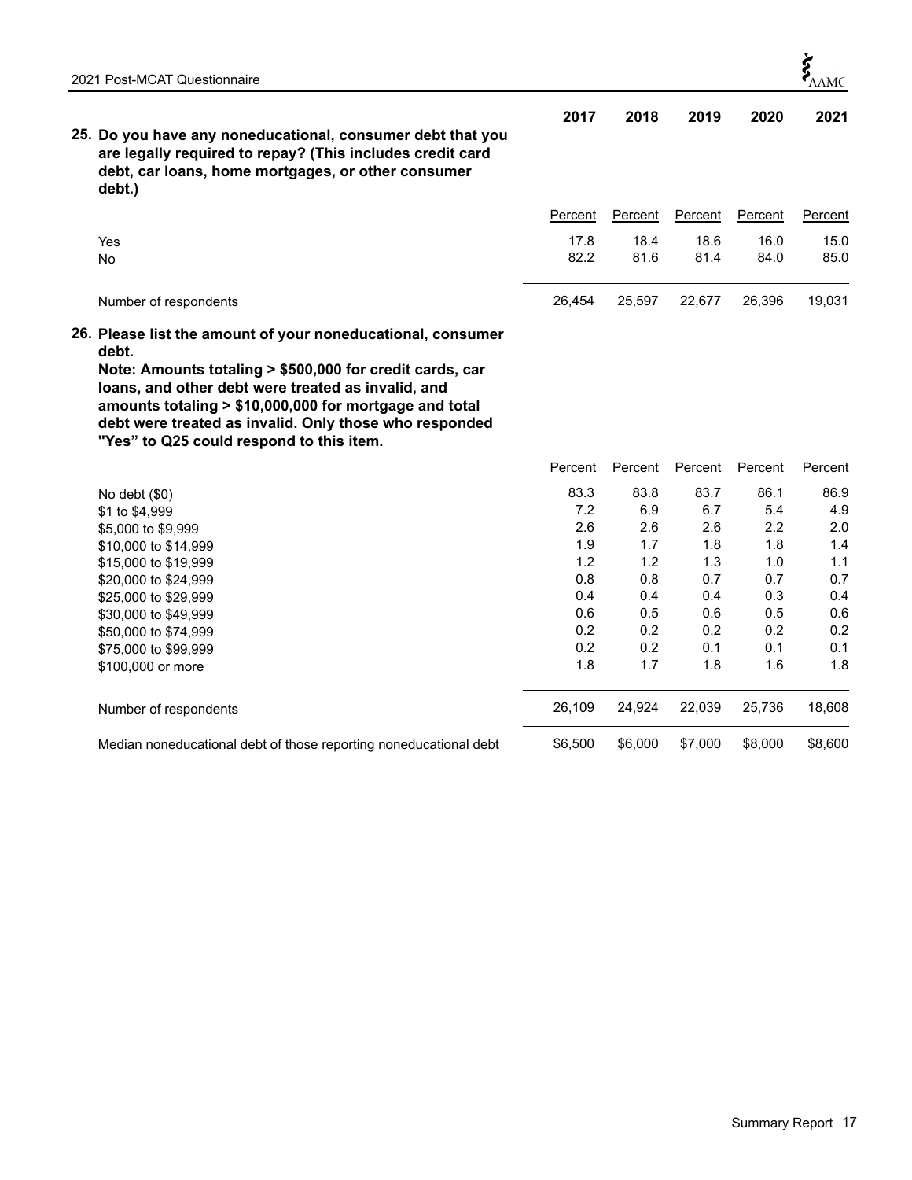**25. Do you have any noneducational, consumer debt that you are legally required to repay? (This includes credit card debt, car loans, home mortgages, or other consumer debt.)**

| | 2017 | 2018 | 2019 | 2020 | 2021 |
|---|---|---|---|---|---|
| | Percent | Percent | Percent | Percent | Percent |
| Yes | 17.8 | 18.4 | 18.6 | 16.0 | 15.0 |
| No | 82.2 | 81.6 | 81.4 | 84.0 | 85.0 |
| Number of respondents | 26,454 | 25,597 | 22,677 | 26,396 | 19,031 |

**26. Please list the amount of your noneducational, consumer debt.**
**Note: Amounts totaling > $500,000 for credit cards, car loans, and other debt were treated as invalid, and amounts totaling > $10,000,000 for mortgage and total debt were treated as invalid. Only those who responded "Yes" to Q25 could respond to this item.**

| | 2017 | 2018 | 2019 | 2020 | 2021 |
|---|---|---|---|---|---|
| | Percent | Percent | Percent | Percent | Percent |
| No debt ($0) | 83.3 | 83.8 | 83.7 | 86.1 | 86.9 |
| $1 to $4,999 | 7.2 | 6.9 | 6.7 | 5.4 | 4.9 |
| $5,000 to $9,999 | 2.6 | 2.6 | 2.6 | 2.2 | 2.0 |
| $10,000 to $14,999 | 1.9 | 1.7 | 1.8 | 1.8 | 1.4 |
| $15,000 to $19,999 | 1.2 | 1.2 | 1.3 | 1.0 | 1.1 |
| $20,000 to $24,999 | 0.8 | 0.8 | 0.7 | 0.7 | 0.7 |
| $25,000 to $29,999 | 0.4 | 0.4 | 0.4 | 0.3 | 0.4 |
| $30,000 to $49,999 | 0.6 | 0.5 | 0.6 | 0.5 | 0.6 |
| $50,000 to $74,999 | 0.2 | 0.2 | 0.2 | 0.2 | 0.2 |
| $75,000 to $99,999 | 0.2 | 0.2 | 0.1 | 0.1 | 0.1 |
| $100,000 or more | 1.8 | 1.7 | 1.8 | 1.6 | 1.8 |
| Number of respondents | 26,109 | 24,924 | 22,039 | 25,736 | 18,608 |
| Median noneducational debt of those reporting noneducational debt | $6,500 | $6,000 | $7,000 | $8,000 | $8,600 |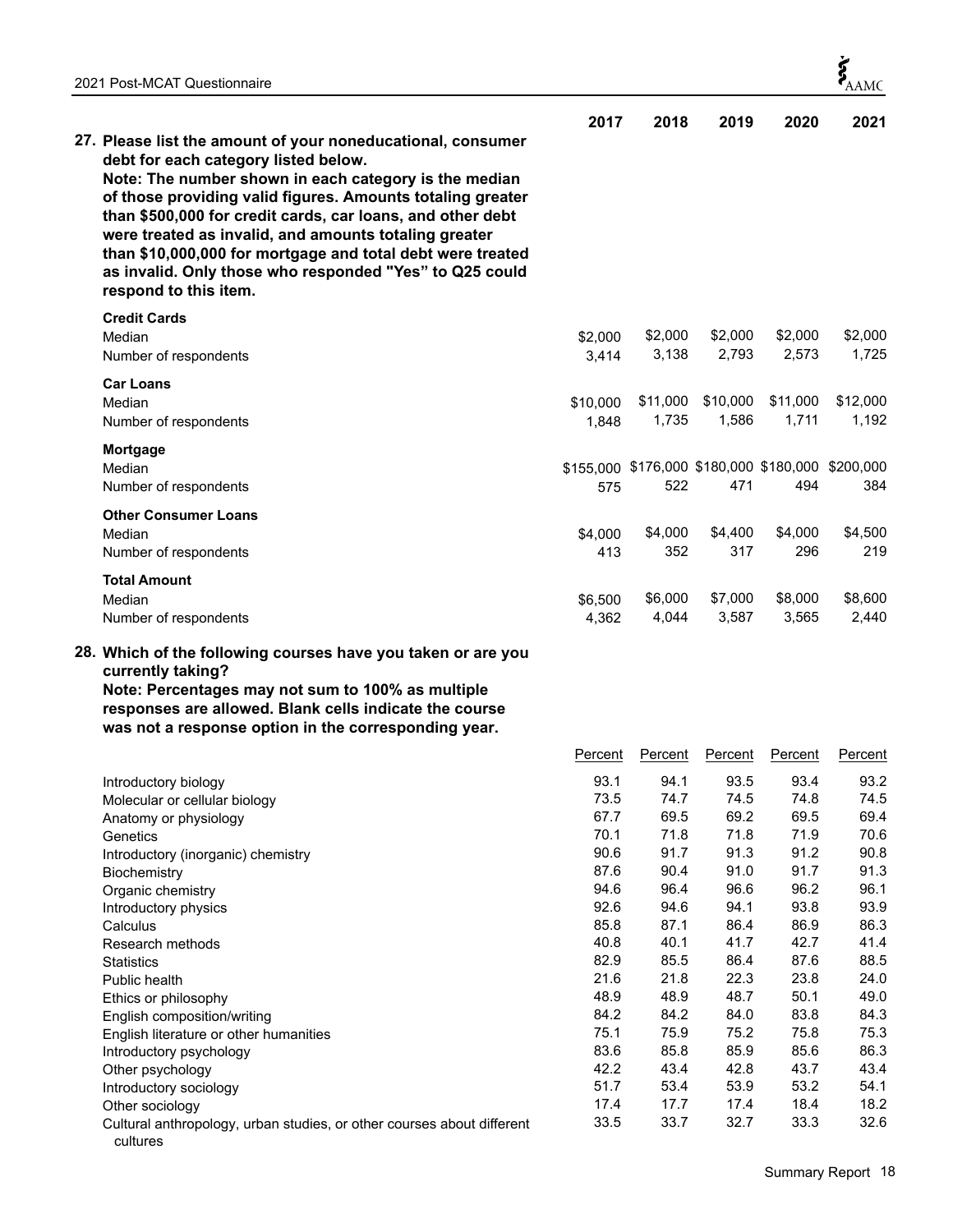**27. Please list the amount of your noneducational, consumer debt for each category listed below.**
**Note: The number shown in each category is the median of those providing valid figures. Amounts totaling greater than $500,000 for credit cards, car loans, and other debt were treated as invalid, and amounts totaling greater than $10,000,000 for mortgage and total debt were treated as invalid. Only those who responded "Yes" to Q25 could respond to this item.**

| | 2017 | 2018 | 2019 | 2020 | 2021 |
|---|---|---|---|---|---|
| **Credit Cards** | | | | | |
| Median | $2,000 | $2,000 | $2,000 | $2,000 | $2,000 |
| Number of respondents | 3,414 | 3,138 | 2,793 | 2,573 | 1,725 |
| **Car Loans** | | | | | |
| Median | $10,000 | $11,000 | $10,000 | $11,000 | $12,000 |
| Number of respondents | 1,848 | 1,735 | 1,586 | 1,711 | 1,192 |
| **Mortgage** | | | | | |
| Median | $155,000 | $176,000 | $180,000 | $180,000 | $200,000 |
| Number of respondents | 575 | 522 | 471 | 494 | 384 |
| **Other Consumer Loans** | | | | | |
| Median | $4,000 | $4,000 | $4,400 | $4,000 | $4,500 |
| Number of respondents | 413 | 352 | 317 | 296 | 219 |
| **Total Amount** | | | | | |
| Median | $6,500 | $6,000 | $7,000 | $8,000 | $8,600 |
| Number of respondents | 4,362 | 4,044 | 3,587 | 3,565 | 2,440 |

**28. Which of the following courses have you taken or are you currently taking?**
**Note: Percentages may not sum to 100% as multiple responses are allowed. Blank cells indicate the course was not a response option in the corresponding year.**

| | 2017 Percent | 2018 Percent | 2019 Percent | 2020 Percent | 2021 Percent |
|---|---|---|---|---|---|
| Introductory biology | 93.1 | 94.1 | 93.5 | 93.4 | 93.2 |
| Molecular or cellular biology | 73.5 | 74.7 | 74.5 | 74.8 | 74.5 |
| Anatomy or physiology | 67.7 | 69.5 | 69.2 | 69.5 | 69.4 |
| Genetics | 70.1 | 71.8 | 71.8 | 71.9 | 70.6 |
| Introductory (inorganic) chemistry | 90.6 | 91.7 | 91.3 | 91.2 | 90.8 |
| Biochemistry | 87.6 | 90.4 | 91.0 | 91.7 | 91.3 |
| Organic chemistry | 94.6 | 96.4 | 96.6 | 96.2 | 96.1 |
| Introductory physics | 92.6 | 94.6 | 94.1 | 93.8 | 93.9 |
| Calculus | 85.8 | 87.1 | 86.4 | 86.9 | 86.3 |
| Research methods | 40.8 | 40.1 | 41.7 | 42.7 | 41.4 |
| Statistics | 82.9 | 85.5 | 86.4 | 87.6 | 88.5 |
| Public health | 21.6 | 21.8 | 22.3 | 23.8 | 24.0 |
| Ethics or philosophy | 48.9 | 48.9 | 48.7 | 50.1 | 49.0 |
| English composition/writing | 84.2 | 84.2 | 84.0 | 83.8 | 84.3 |
| English literature or other humanities | 75.1 | 75.9 | 75.2 | 75.8 | 75.3 |
| Introductory psychology | 83.6 | 85.8 | 85.9 | 85.6 | 86.3 |
| Other psychology | 42.2 | 43.4 | 42.8 | 43.7 | 43.4 |
| Introductory sociology | 51.7 | 53.4 | 53.9 | 53.2 | 54.1 |
| Other sociology | 17.4 | 17.7 | 17.4 | 18.4 | 18.2 |
| Cultural anthropology, urban studies, or other courses about different cultures | 33.5 | 33.7 | 32.7 | 33.3 | 32.6 |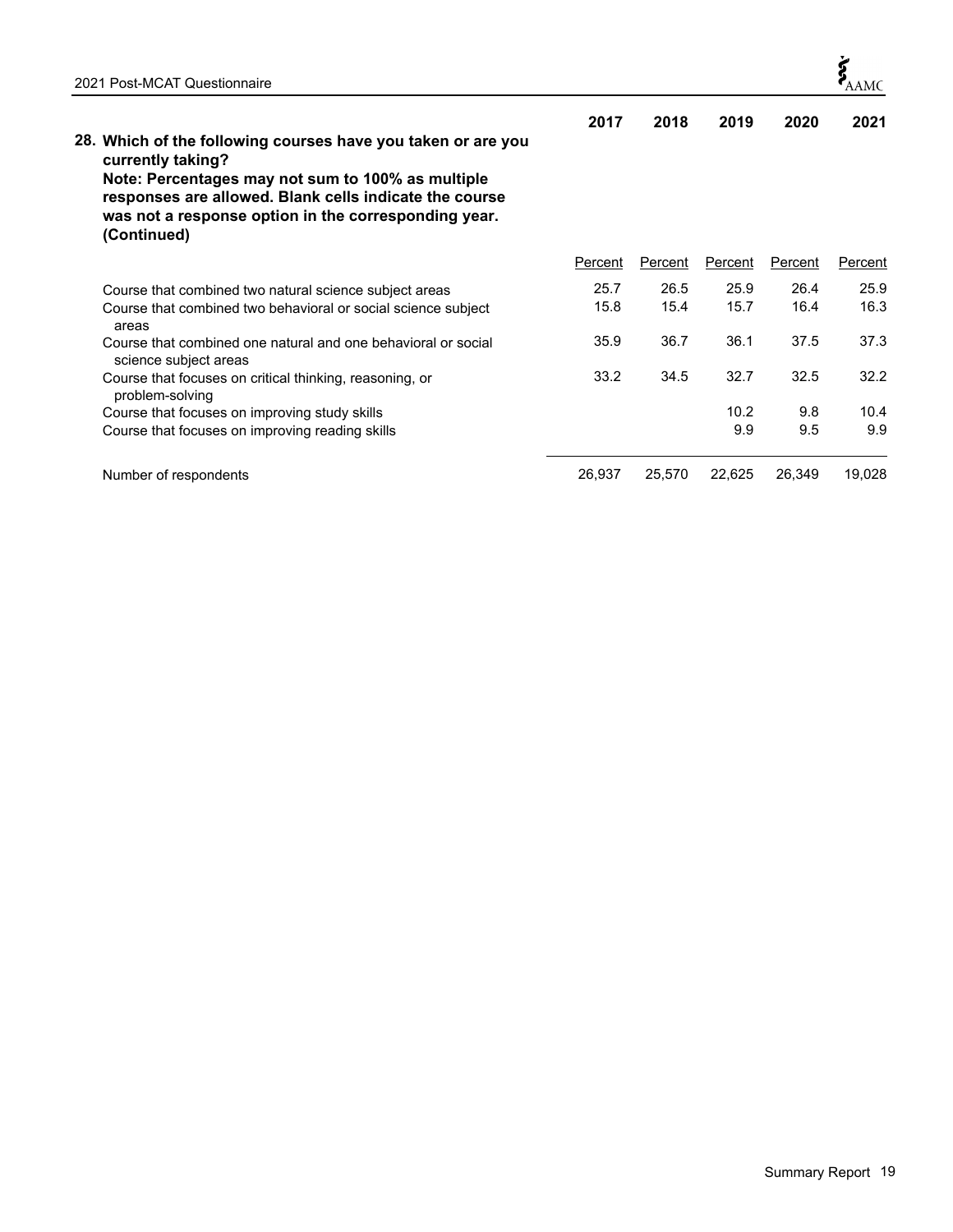**28. Which of the following courses have you taken or are you currently taking?**
**Note: Percentages may not sum to 100% as multiple responses are allowed. Blank cells indicate the course was not a response option in the corresponding year. (Continued)**

| | 2017 | 2018 | 2019 | 2020 | 2021 |
|---|---|---|---|---|---|
| | Percent | Percent | Percent | Percent | Percent |
| Course that combined two natural science subject areas | 25.7 | 26.5 | 25.9 | 26.4 | 25.9 |
| Course that combined two behavioral or social science subject areas | 15.8 | 15.4 | 15.7 | 16.4 | 16.3 |
| Course that combined one natural and one behavioral or social science subject areas | 35.9 | 36.7 | 36.1 | 37.5 | 37.3 |
| Course that focuses on critical thinking, reasoning, or problem-solving | 33.2 | 34.5 | 32.7 | 32.5 | 32.2 |
| Course that focuses on improving study skills | | | 10.2 | 9.8 | 10.4 |
| Course that focuses on improving reading skills | | | 9.9 | 9.5 | 9.9 |
| Number of respondents | 26,937 | 25,570 | 22,625 | 26,349 | 19,028 |